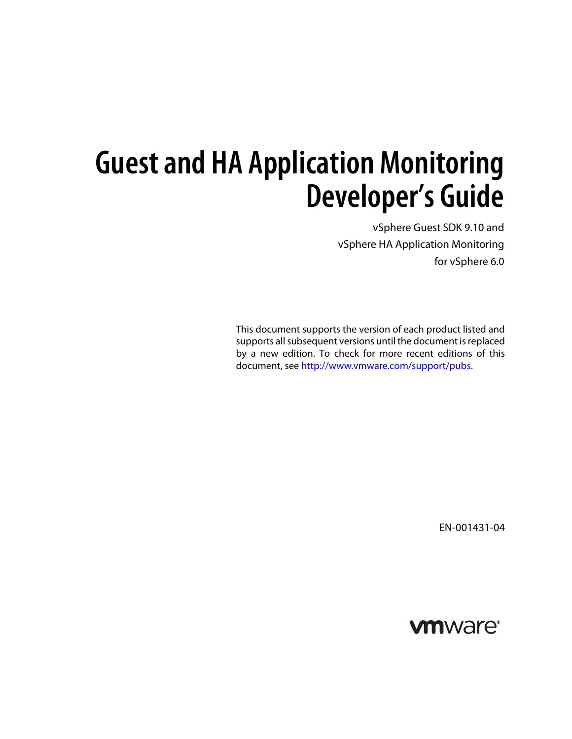# Guest and HA Application Monitoring Developer's Guide

vSphere Guest SDK 9.10 and
vSphere HA Application Monitoring
for vSphere 6.0

This document supports the version of each product listed and supports all subsequent versions until the document is replaced by a new edition. To check for more recent editions of this document, see http://www.vmware.com/support/pubs.

EN-001431-04

vmware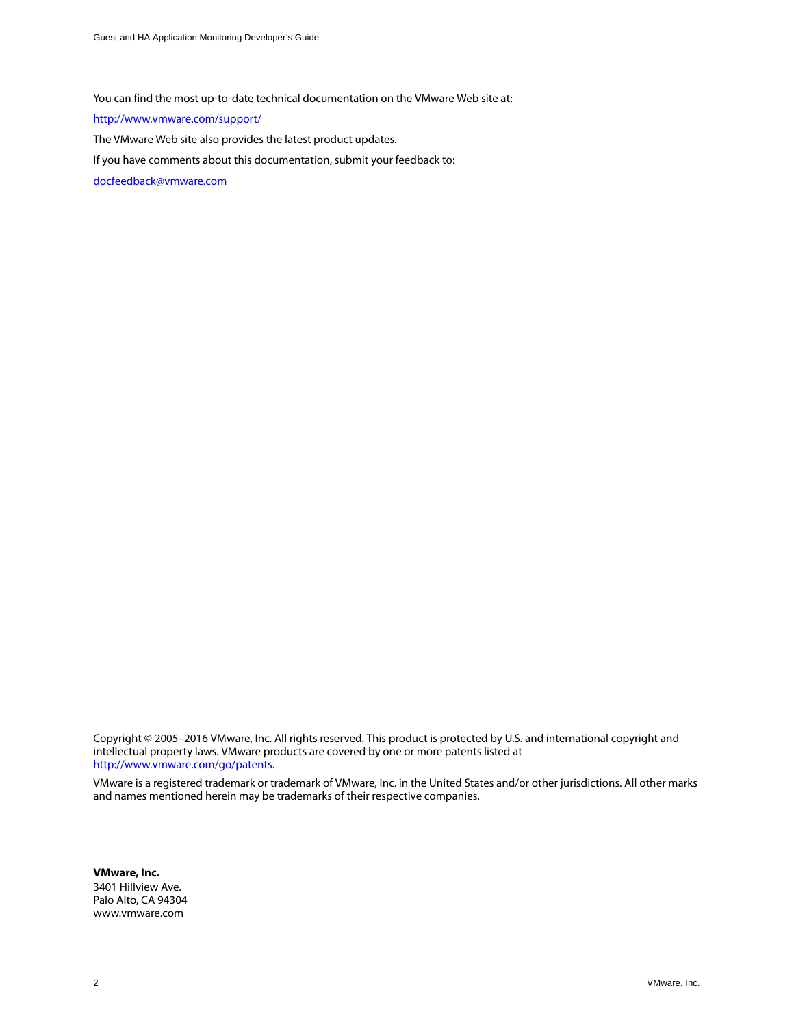You can find the most up-to-date technical documentation on the VMware Web site at:

http://www.vmware.com/support/

The VMware Web site also provides the latest product updates.

If you have comments about this documentation, submit your feedback to:

docfeedback@vmware.com

Copyright © 2005–2016 VMware, Inc. All rights reserved. This product is protected by U.S. and international copyright and intellectual property laws. VMware products are covered by one or more patents listed at http://www.vmware.com/go/patents.

VMware is a registered trademark or trademark of VMware, Inc. in the United States and/or other jurisdictions. All other marks and names mentioned herein may be trademarks of their respective companies.

**VMware, Inc.**
3401 Hillview Ave.
Palo Alto, CA 94304
www.vmware.com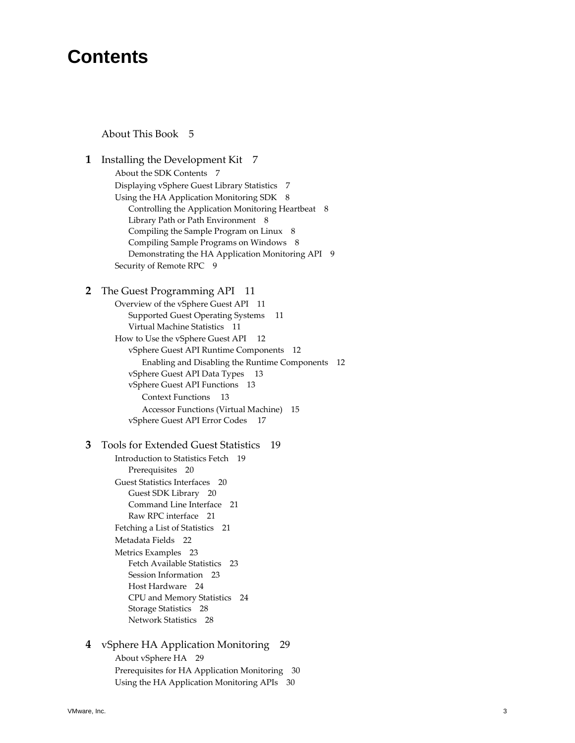# Contents

About This Book 5

**1** Installing the Development Kit 7

- About the SDK Contents 7
- Displaying vSphere Guest Library Statistics 7
- Using the HA Application Monitoring SDK 8
  - Controlling the Application Monitoring Heartbeat 8
  - Library Path or Path Environment 8
  - Compiling the Sample Program on Linux 8
  - Compiling Sample Programs on Windows 8
  - Demonstrating the HA Application Monitoring API 9
- Security of Remote RPC 9

**2** The Guest Programming API 11

- Overview of the vSphere Guest API 11
  - Supported Guest Operating Systems 11
  - Virtual Machine Statistics 11
- How to Use the vSphere Guest API 12
  - vSphere Guest API Runtime Components 12
    - Enabling and Disabling the Runtime Components 12
  - vSphere Guest API Data Types 13
  - vSphere Guest API Functions 13
    - Context Functions 13
    - Accessor Functions (Virtual Machine) 15
  - vSphere Guest API Error Codes 17

**3** Tools for Extended Guest Statistics 19

- Introduction to Statistics Fetch 19
  - Prerequisites 20
- Guest Statistics Interfaces 20
  - Guest SDK Library 20
  - Command Line Interface 21
  - Raw RPC interface 21
- Fetching a List of Statistics 21
- Metadata Fields 22
- Metrics Examples 23
  - Fetch Available Statistics 23
  - Session Information 23
  - Host Hardware 24
  - CPU and Memory Statistics 24
  - Storage Statistics 28
  - Network Statistics 28

**4** vSphere HA Application Monitoring 29

- About vSphere HA 29
- Prerequisites for HA Application Monitoring 30
- Using the HA Application Monitoring APIs 30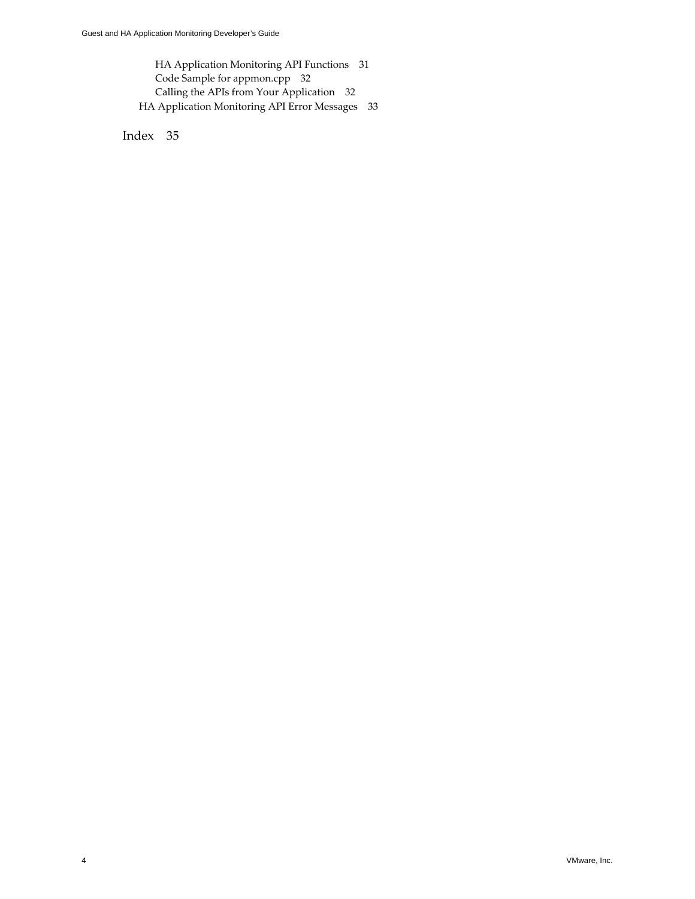HA Application Monitoring API Functions 31
Code Sample for appmon.cpp 32
Calling the APIs from Your Application 32
HA Application Monitoring API Error Messages 33

Index 35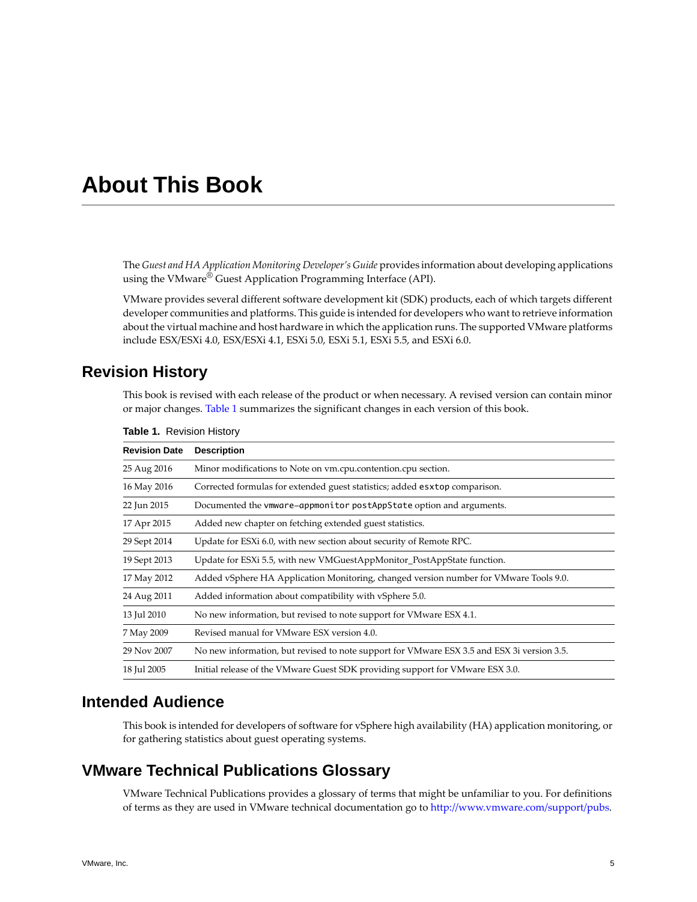# About This Book

The *Guest and HA Application Monitoring Developer's Guide* provides information about developing applications using the VMware® Guest Application Programming Interface (API).

VMware provides several different software development kit (SDK) products, each of which targets different developer communities and platforms. This guide is intended for developers who want to retrieve information about the virtual machine and host hardware in which the application runs. The supported VMware platforms include ESX/ESXi 4.0, ESX/ESXi 4.1, ESXi 5.0, ESXi 5.1, ESXi 5.5, and ESXi 6.0.

## Revision History

This book is revised with each release of the product or when necessary. A revised version can contain minor or major changes. Table 1 summarizes the significant changes in each version of this book.

**Table 1.** Revision History

| Revision Date | Description |
| --- | --- |
| 25 Aug 2016 | Minor modifications to Note on vm.cpu.contention.cpu section. |
| 16 May 2016 | Corrected formulas for extended guest statistics; added `esxtop` comparison. |
| 22 Jun 2015 | Documented the `vmware-appmonitor postAppState` option and arguments. |
| 17 Apr 2015 | Added new chapter on fetching extended guest statistics. |
| 29 Sept 2014 | Update for ESXi 6.0, with new section about security of Remote RPC. |
| 19 Sept 2013 | Update for ESXi 5.5, with new VMGuestAppMonitor_PostAppState function. |
| 17 May 2012 | Added vSphere HA Application Monitoring, changed version number for VMware Tools 9.0. |
| 24 Aug 2011 | Added information about compatibility with vSphere 5.0. |
| 13 Jul 2010 | No new information, but revised to note support for VMware ESX 4.1. |
| 7 May 2009 | Revised manual for VMware ESX version 4.0. |
| 29 Nov 2007 | No new information, but revised to note support for VMware ESX 3.5 and ESX 3i version 3.5. |
| 18 Jul 2005 | Initial release of the VMware Guest SDK providing support for VMware ESX 3.0. |

## Intended Audience

This book is intended for developers of software for vSphere high availability (HA) application monitoring, or for gathering statistics about guest operating systems.

## VMware Technical Publications Glossary

VMware Technical Publications provides a glossary of terms that might be unfamiliar to you. For definitions of terms as they are used in VMware technical documentation go to http://www.vmware.com/support/pubs.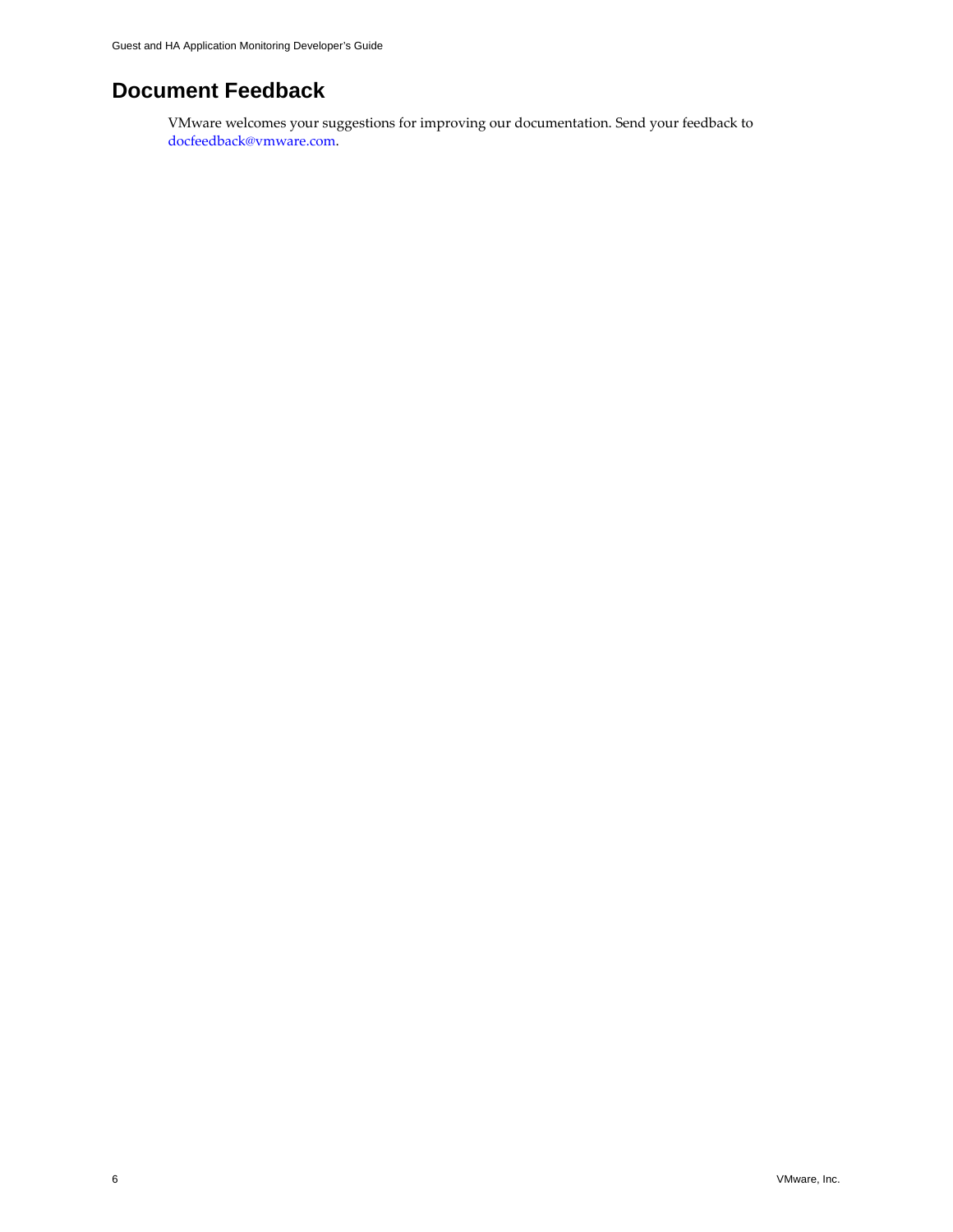# Document Feedback

VMware welcomes your suggestions for improving our documentation. Send your feedback to docfeedback@vmware.com.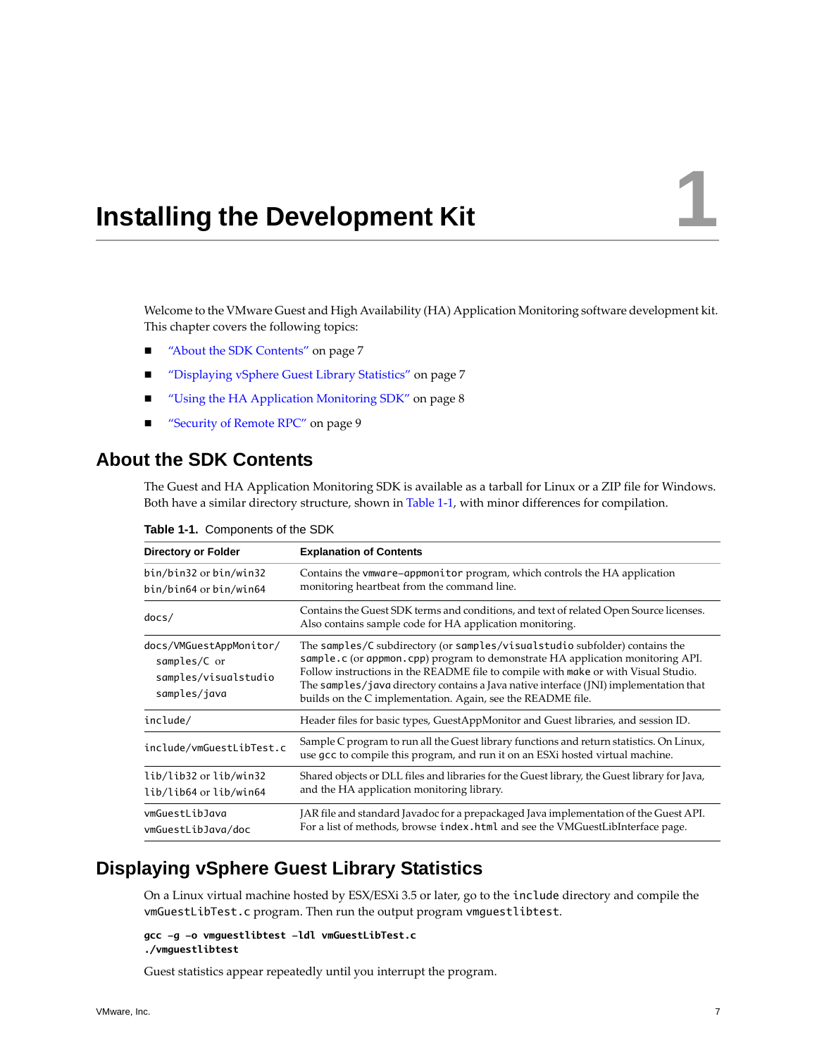# 1 Installing the Development Kit

Welcome to the VMware Guest and High Availability (HA) Application Monitoring software development kit. This chapter covers the following topics:

- "About the SDK Contents" on page 7
- "Displaying vSphere Guest Library Statistics" on page 7
- "Using the HA Application Monitoring SDK" on page 8
- "Security of Remote RPC" on page 9

## About the SDK Contents

The Guest and HA Application Monitoring SDK is available as a tarball for Linux or a ZIP file for Windows. Both have a similar directory structure, shown in Table 1-1, with minor differences for compilation.

**Table 1-1.** Components of the SDK

| Directory or Folder | Explanation of Contents |
|---|---|
| `bin/bin32` or `bin/win32`<br>`bin/bin64` or `bin/win64` | Contains the `vmware-appmonitor` program, which controls the HA application monitoring heartbeat from the command line. |
| `docs/` | Contains the Guest SDK terms and conditions, and text of related Open Source licenses. Also contains sample code for HA application monitoring. |
| `docs/VMGuestAppMonitor/`<br>`samples/C` or<br>`samples/visualstudio`<br>`samples/java` | The `samples/C` subdirectory (or `samples/visualstudio` subfolder) contains the `sample.c` (or `appmon.cpp`) program to demonstrate HA application monitoring API. Follow instructions in the README file to compile with `make` or with Visual Studio. The `samples/java` directory contains a Java native interface (JNI) implementation that builds on the C implementation. Again, see the README file. |
| `include/` | Header files for basic types, GuestAppMonitor and Guest libraries, and session ID. |
| `include/vmGuestLibTest.c` | Sample C program to run all the Guest library functions and return statistics. On Linux, use `gcc` to compile this program, and run it on an ESXi hosted virtual machine. |
| `lib/lib32` or `lib/win32`<br>`lib/lib64` or `lib/win64` | Shared objects or DLL files and libraries for the Guest library, the Guest library for Java, and the HA application monitoring library. |
| `vmGuestLibJava`<br>`vmGuestLibJava/doc` | JAR file and standard Javadoc for a prepackaged Java implementation of the Guest API. For a list of methods, browse `index.html` and see the VMGuestLibInterface page. |

## Displaying vSphere Guest Library Statistics

On a Linux virtual machine hosted by ESX/ESXi 3.5 or later, go to the `include` directory and compile the `vmGuestLibTest.c` program. Then run the output program `vmguestlibtest`.

```
gcc -g -o vmguestlibtest -ldl vmGuestLibTest.c
./vmguestlibtest
```

Guest statistics appear repeatedly until you interrupt the program.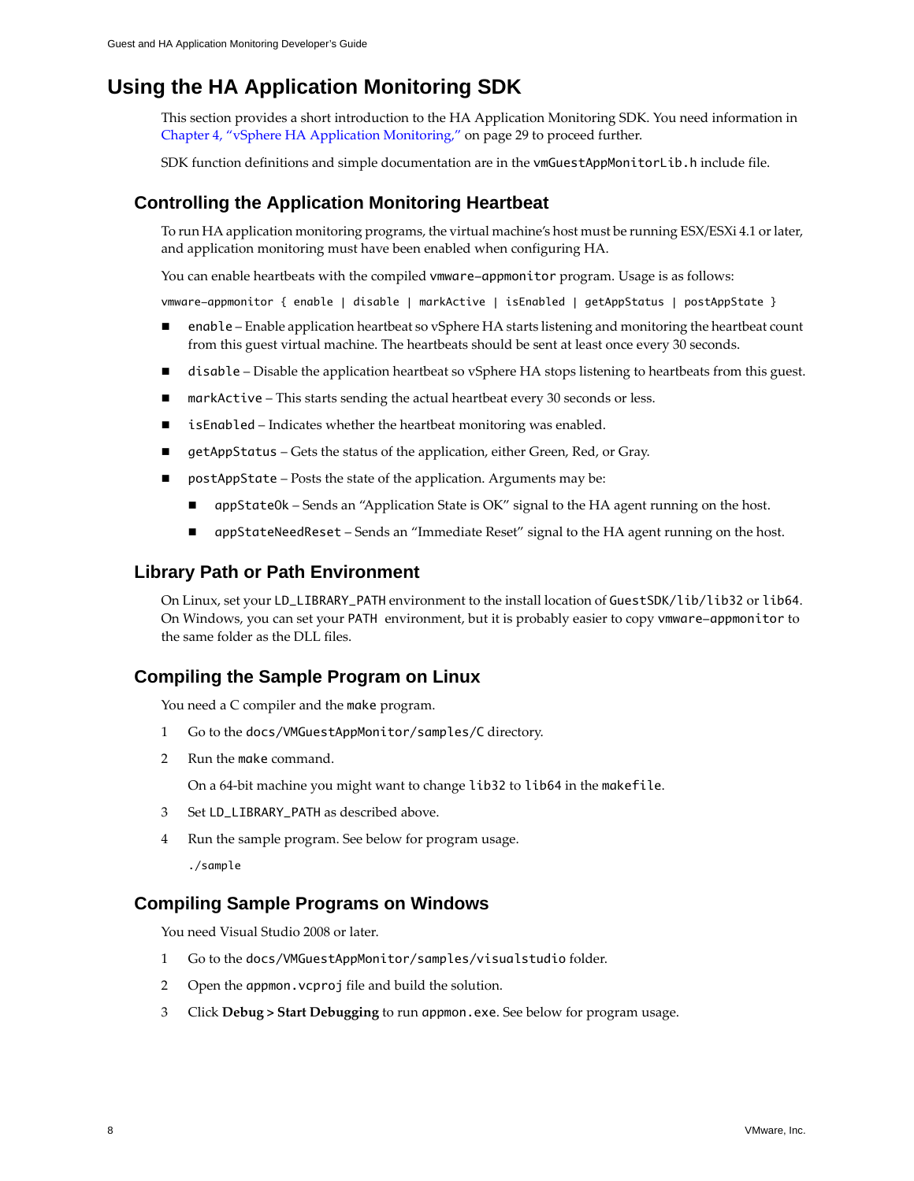## Using the HA Application Monitoring SDK

This section provides a short introduction to the HA Application Monitoring SDK. You need information in Chapter 4, "vSphere HA Application Monitoring," on page 29 to proceed further.

SDK function definitions and simple documentation are in the `vmGuestAppMonitorLib.h` include file.

### Controlling the Application Monitoring Heartbeat

To run HA application monitoring programs, the virtual machine's host must be running ESX/ESXi 4.1 or later, and application monitoring must have been enabled when configuring HA.

You can enable heartbeats with the compiled `vmware-appmonitor` program. Usage is as follows:

```
vmware-appmonitor { enable | disable | markActive | isEnabled | getAppStatus | postAppState }
```

- `enable` – Enable application heartbeat so vSphere HA starts listening and monitoring the heartbeat count from this guest virtual machine. The heartbeats should be sent at least once every 30 seconds.
- `disable` – Disable the application heartbeat so vSphere HA stops listening to heartbeats from this guest.
- `markActive` – This starts sending the actual heartbeat every 30 seconds or less.
- `isEnabled` – Indicates whether the heartbeat monitoring was enabled.
- `getAppStatus` – Gets the status of the application, either Green, Red, or Gray.
- `postAppState` – Posts the state of the application. Arguments may be:
  - `appStateOk` – Sends an "Application State is OK" signal to the HA agent running on the host.
  - `appStateNeedReset` – Sends an "Immediate Reset" signal to the HA agent running on the host.

### Library Path or Path Environment

On Linux, set your `LD_LIBRARY_PATH` environment to the install location of `GuestSDK/lib/lib32` or `lib64`. On Windows, you can set your `PATH` environment, but it is probably easier to copy `vmware-appmonitor` to the same folder as the DLL files.

### Compiling the Sample Program on Linux

You need a C compiler and the `make` program.

1. Go to the `docs/VMGuestAppMonitor/samples/C` directory.
2. Run the `make` command.

   On a 64-bit machine you might want to change `lib32` to `lib64` in the `makefile`.
3. Set `LD_LIBRARY_PATH` as described above.
4. Run the sample program. See below for program usage.

   ```
   ./sample
   ```

### Compiling Sample Programs on Windows

You need Visual Studio 2008 or later.

1. Go to the `docs/VMGuestAppMonitor/samples/visualstudio` folder.
2. Open the `appmon.vcproj` file and build the solution.
3. Click **Debug > Start Debugging** to run `appmon.exe`. See below for program usage.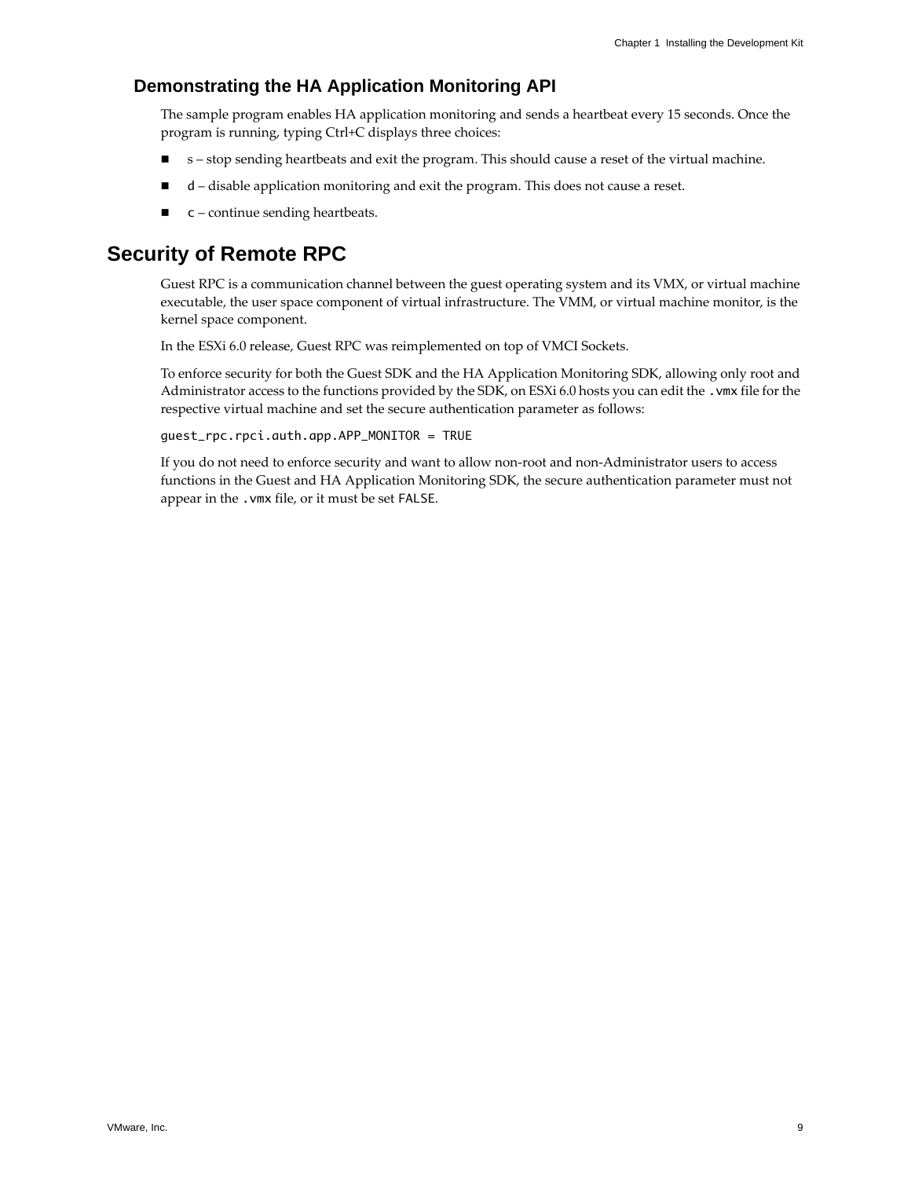### Demonstrating the HA Application Monitoring API

The sample program enables HA application monitoring and sends a heartbeat every 15 seconds. Once the program is running, typing Ctrl+C displays three choices:

- s – stop sending heartbeats and exit the program. This should cause a reset of the virtual machine.
- `d` – disable application monitoring and exit the program. This does not cause a reset.
- `c` – continue sending heartbeats.

## Security of Remote RPC

Guest RPC is a communication channel between the guest operating system and its VMX, or virtual machine executable, the user space component of virtual infrastructure. The VMM, or virtual machine monitor, is the kernel space component.

In the ESXi 6.0 release, Guest RPC was reimplemented on top of VMCI Sockets.

To enforce security for both the Guest SDK and the HA Application Monitoring SDK, allowing only root and Administrator access to the functions provided by the SDK, on ESXi 6.0 hosts you can edit the `.vmx` file for the respective virtual machine and set the secure authentication parameter as follows:

```
guest_rpc.rpci.auth.app.APP_MONITOR = TRUE
```

If you do not need to enforce security and want to allow non-root and non-Administrator users to access functions in the Guest and HA Application Monitoring SDK, the secure authentication parameter must not appear in the `.vmx` file, or it must be set `FALSE`.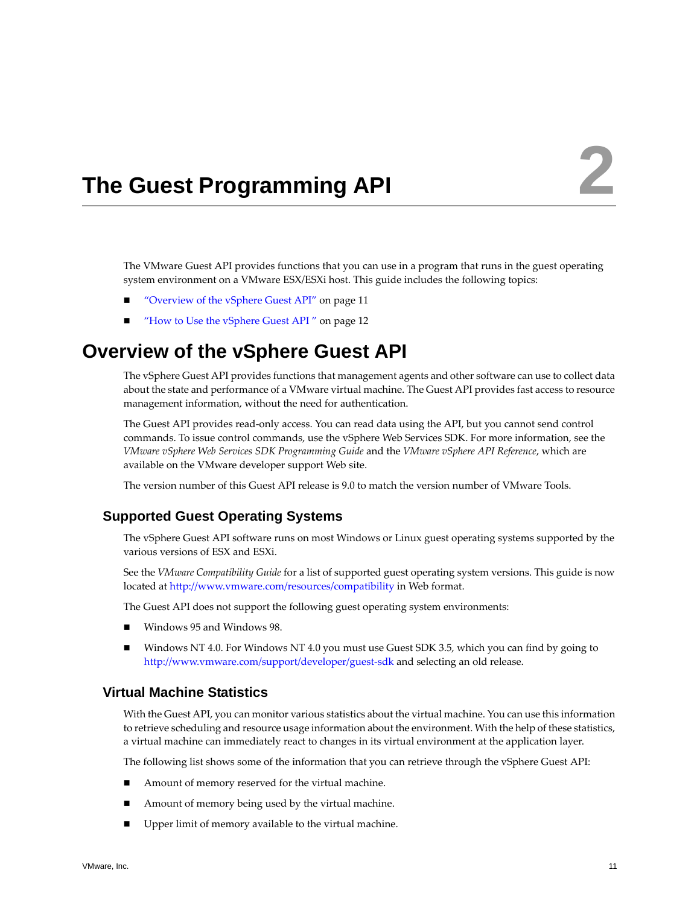# 2 The Guest Programming API

The VMware Guest API provides functions that you can use in a program that runs in the guest operating system environment on a VMware ESX/ESXi host. This guide includes the following topics:

- "Overview of the vSphere Guest API" on page 11
- "How to Use the vSphere Guest API " on page 12

## Overview of the vSphere Guest API

The vSphere Guest API provides functions that management agents and other software can use to collect data about the state and performance of a VMware virtual machine. The Guest API provides fast access to resource management information, without the need for authentication.

The Guest API provides read-only access. You can read data using the API, but you cannot send control commands. To issue control commands, use the vSphere Web Services SDK. For more information, see the *VMware vSphere Web Services SDK Programming Guide* and the *VMware vSphere API Reference*, which are available on the VMware developer support Web site.

The version number of this Guest API release is 9.0 to match the version number of VMware Tools.

### Supported Guest Operating Systems

The vSphere Guest API software runs on most Windows or Linux guest operating systems supported by the various versions of ESX and ESXi.

See the *VMware Compatibility Guide* for a list of supported guest operating system versions. This guide is now located at http://www.vmware.com/resources/compatibility in Web format.

The Guest API does not support the following guest operating system environments:

- Windows 95 and Windows 98.
- Windows NT 4.0. For Windows NT 4.0 you must use Guest SDK 3.5, which you can find by going to http://www.vmware.com/support/developer/guest-sdk and selecting an old release.

### Virtual Machine Statistics

With the Guest API, you can monitor various statistics about the virtual machine. You can use this information to retrieve scheduling and resource usage information about the environment. With the help of these statistics, a virtual machine can immediately react to changes in its virtual environment at the application layer.

The following list shows some of the information that you can retrieve through the vSphere Guest API:

- Amount of memory reserved for the virtual machine.
- Amount of memory being used by the virtual machine.
- Upper limit of memory available to the virtual machine.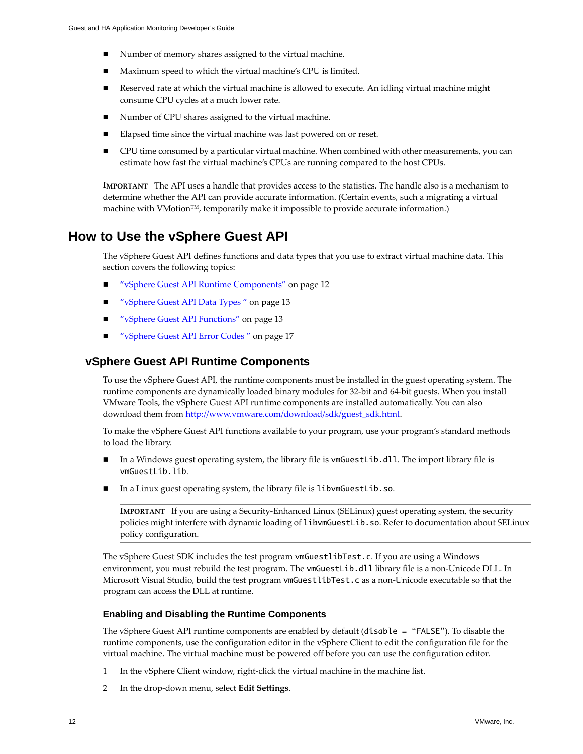- Number of memory shares assigned to the virtual machine.
- Maximum speed to which the virtual machine's CPU is limited.
- Reserved rate at which the virtual machine is allowed to execute. An idling virtual machine might consume CPU cycles at a much lower rate.
- Number of CPU shares assigned to the virtual machine.
- Elapsed time since the virtual machine was last powered on or reset.
- CPU time consumed by a particular virtual machine. When combined with other measurements, you can estimate how fast the virtual machine's CPUs are running compared to the host CPUs.

**IMPORTANT** The API uses a handle that provides access to the statistics. The handle also is a mechanism to determine whether the API can provide accurate information. (Certain events, such a migrating a virtual machine with VMotion™, temporarily make it impossible to provide accurate information.)

# How to Use the vSphere Guest API

The vSphere Guest API defines functions and data types that you use to extract virtual machine data. This section covers the following topics:

- "vSphere Guest API Runtime Components" on page 12
- "vSphere Guest API Data Types " on page 13
- "vSphere Guest API Functions" on page 13
- "vSphere Guest API Error Codes " on page 17

## vSphere Guest API Runtime Components

To use the vSphere Guest API, the runtime components must be installed in the guest operating system. The runtime components are dynamically loaded binary modules for 32-bit and 64-bit guests. When you install VMware Tools, the vSphere Guest API runtime components are installed automatically. You can also download them from http://www.vmware.com/download/sdk/guest_sdk.html.

To make the vSphere Guest API functions available to your program, use your program's standard methods to load the library.

- In a Windows guest operating system, the library file is `vmGuestLib.dll`. The import library file is `vmGuestLib.lib`.
- In a Linux guest operating system, the library file is `libvmGuestLib.so`.

  **IMPORTANT** If you are using a Security-Enhanced Linux (SELinux) guest operating system, the security policies might interfere with dynamic loading of `libvmGuestLib.so`. Refer to documentation about SELinux policy configuration.

The vSphere Guest SDK includes the test program `vmGuestlibTest.c`. If you are using a Windows environment, you must rebuild the test program. The `vmGuestLib.dll` library file is a non-Unicode DLL. In Microsoft Visual Studio, build the test program `vmGuestlibTest.c` as a non-Unicode executable so that the program can access the DLL at runtime.

### Enabling and Disabling the Runtime Components

The vSphere Guest API runtime components are enabled by default (`disable = "FALSE"`). To disable the runtime components, use the configuration editor in the vSphere Client to edit the configuration file for the virtual machine. The virtual machine must be powered off before you can use the configuration editor.

1. In the vSphere Client window, right-click the virtual machine in the machine list.
2. In the drop-down menu, select **Edit Settings**.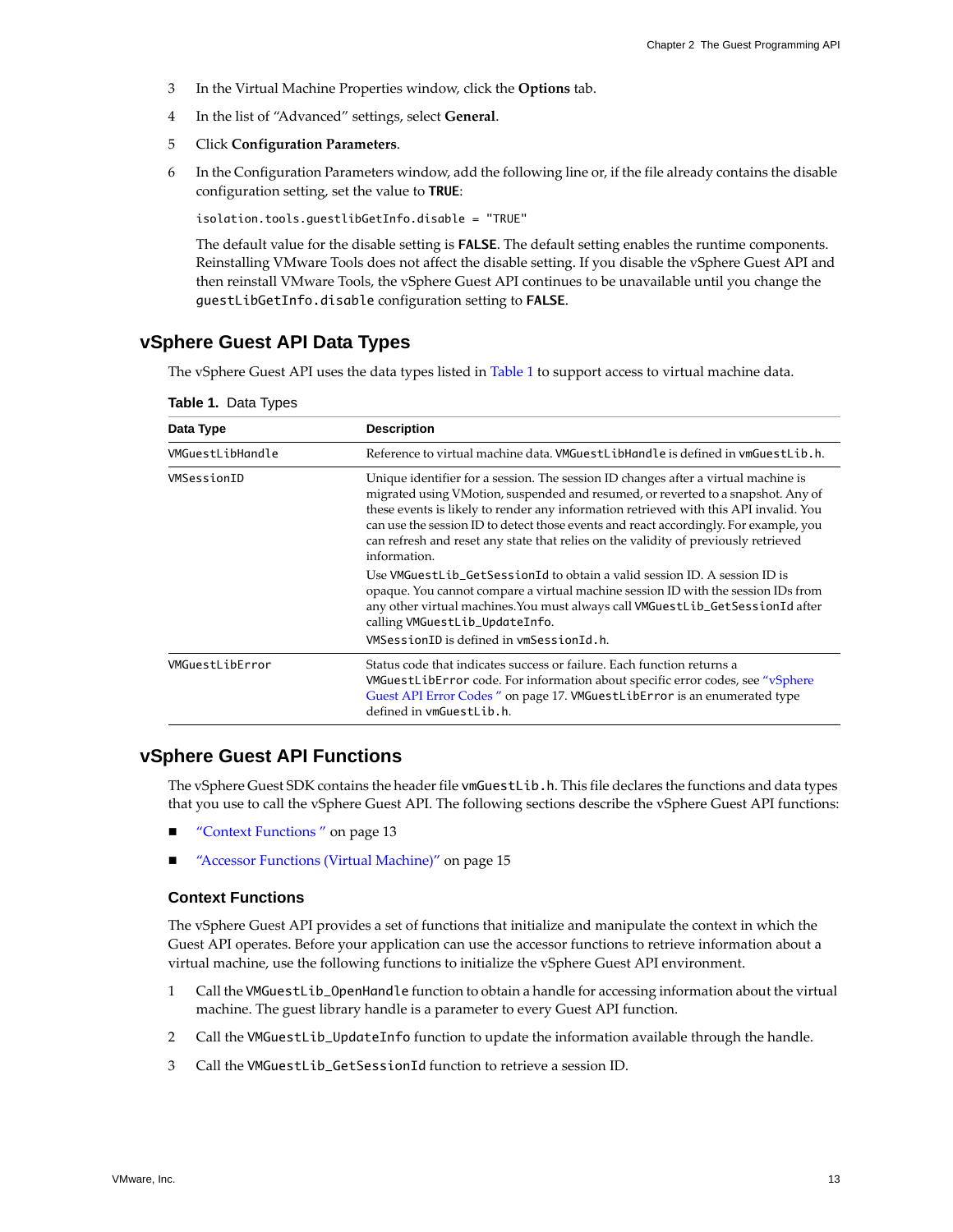3. In the Virtual Machine Properties window, click the **Options** tab.
4. In the list of "Advanced" settings, select **General**.
5. Click **Configuration Parameters**.
6. In the Configuration Parameters window, add the following line or, if the file already contains the disable configuration setting, set the value to **TRUE**:

   ```
   isolation.tools.guestlibGetInfo.disable = "TRUE"
   ```

   The default value for the disable setting is **FALSE**. The default setting enables the runtime components. Reinstalling VMware Tools does not affect the disable setting. If you disable the vSphere Guest API and then reinstall VMware Tools, the vSphere Guest API continues to be unavailable until you change the `guestLibGetInfo.disable` configuration setting to **FALSE**.

## vSphere Guest API Data Types

The vSphere Guest API uses the data types listed in Table 1 to support access to virtual machine data.

**Table 1.** Data Types

| Data Type | Description |
|---|---|
| `VMGuestLibHandle` | Reference to virtual machine data. `VMGuestLibHandle` is defined in `vmGuestLib.h`. |
| `VMSessionID` | Unique identifier for a session. The session ID changes after a virtual machine is migrated using VMotion, suspended and resumed, or reverted to a snapshot. Any of these events is likely to render any information retrieved with this API invalid. You can use the session ID to detect those events and react accordingly. For example, you can refresh and reset any state that relies on the validity of previously retrieved information.<br>Use `VMGuestLib_GetSessionId` to obtain a valid session ID. A session ID is opaque. You cannot compare a virtual machine session ID with the session IDs from any other virtual machines.You must always call `VMGuestLib_GetSessionId` after calling `VMGuestLib_UpdateInfo`.<br>`VMSessionID` is defined in `vmSessionId.h`. |
| `VMGuestLibError` | Status code that indicates success or failure. Each function returns a `VMGuestLibError` code. For information about specific error codes, see "vSphere Guest API Error Codes " on page 17. `VMGuestLibError` is an enumerated type defined in `vmGuestLib.h`. |

## vSphere Guest API Functions

The vSphere Guest SDK contains the header file `vmGuestLib.h`. This file declares the functions and data types that you use to call the vSphere Guest API. The following sections describe the vSphere Guest API functions:

- "Context Functions " on page 13
- "Accessor Functions (Virtual Machine)" on page 15

### Context Functions

The vSphere Guest API provides a set of functions that initialize and manipulate the context in which the Guest API operates. Before your application can use the accessor functions to retrieve information about a virtual machine, use the following functions to initialize the vSphere Guest API environment.

1. Call the `VMGuestLib_OpenHandle` function to obtain a handle for accessing information about the virtual machine. The guest library handle is a parameter to every Guest API function.
2. Call the `VMGuestLib_UpdateInfo` function to update the information available through the handle.
3. Call the `VMGuestLib_GetSessionId` function to retrieve a session ID.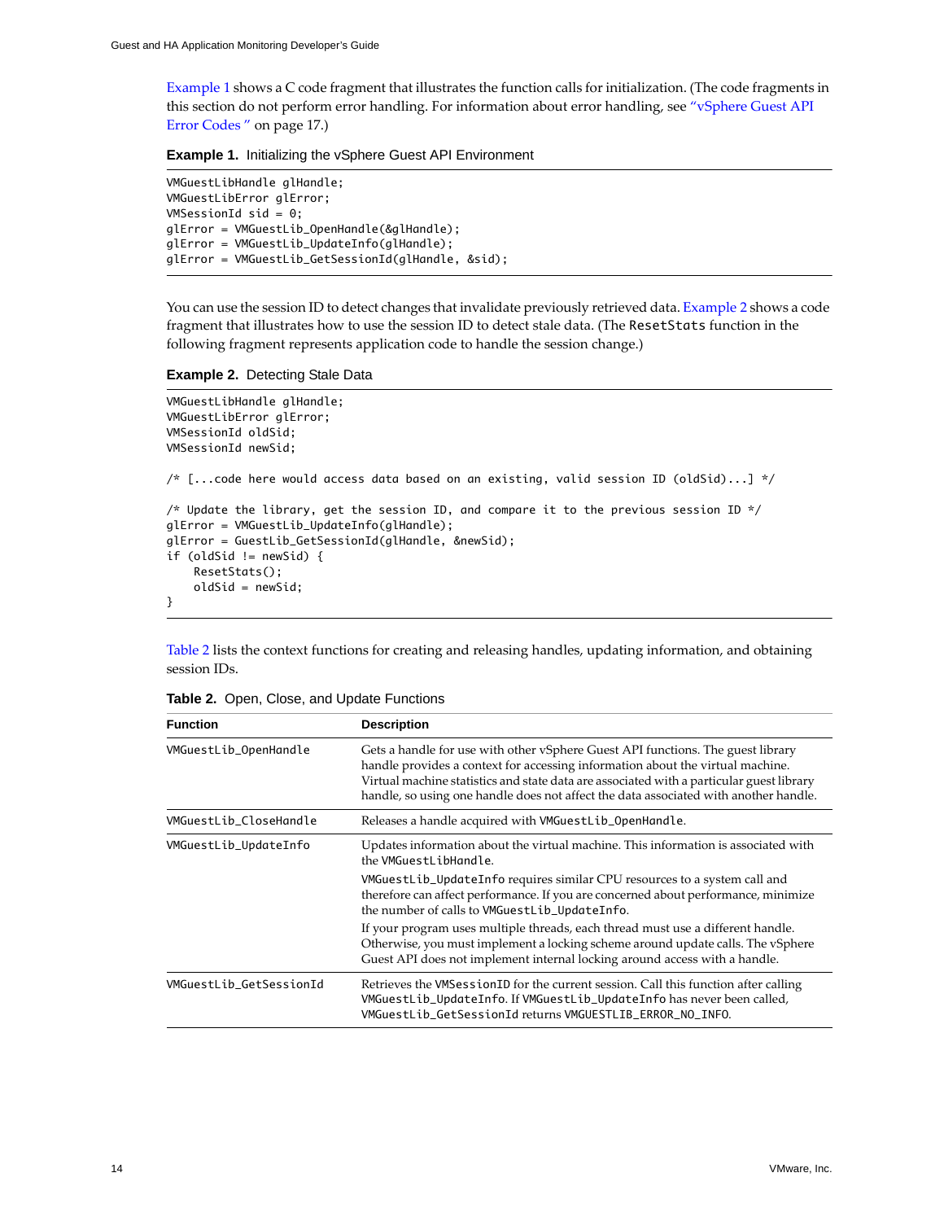Example 1 shows a C code fragment that illustrates the function calls for initialization. (The code fragments in this section do not perform error handling. For information about error handling, see "vSphere Guest API Error Codes" on page 17.)

**Example 1.** Initializing the vSphere Guest API Environment

```
VMGuestLibHandle glHandle;
VMGuestLibError glError;
VMSessionId sid = 0;
glError = VMGuestLib_OpenHandle(&glHandle);
glError = VMGuestLib_UpdateInfo(glHandle);
glError = VMGuestLib_GetSessionId(glHandle, &sid);
```

You can use the session ID to detect changes that invalidate previously retrieved data. Example 2 shows a code fragment that illustrates how to use the session ID to detect stale data. (The `ResetStats` function in the following fragment represents application code to handle the session change.)

**Example 2.** Detecting Stale Data

```
VMGuestLibHandle glHandle;
VMGuestLibError glError;
VMSessionId oldSid;
VMSessionId newSid;

/* [...code here would access data based on an existing, valid session ID (oldSid)...] */

/* Update the library, get the session ID, and compare it to the previous session ID */
glError = VMGuestLib_UpdateInfo(glHandle);
glError = GuestLib_GetSessionId(glHandle, &newSid);
if (oldSid != newSid) {
    ResetStats();
    oldSid = newSid;
}
```

Table 2 lists the context functions for creating and releasing handles, updating information, and obtaining session IDs.

**Table 2.** Open, Close, and Update Functions

| Function | Description |
|---|---|
| `VMGuestLib_OpenHandle` | Gets a handle for use with other vSphere Guest API functions. The guest library handle provides a context for accessing information about the virtual machine. Virtual machine statistics and state data are associated with a particular guest library handle, so using one handle does not affect the data associated with another handle. |
| `VMGuestLib_CloseHandle` | Releases a handle acquired with `VMGuestLib_OpenHandle`. |
| `VMGuestLib_UpdateInfo` | Updates information about the virtual machine. This information is associated with the `VMGuestLibHandle`.<br><br>`VMGuestLib_UpdateInfo` requires similar CPU resources to a system call and therefore can affect performance. If you are concerned about performance, minimize the number of calls to `VMGuestLib_UpdateInfo`.<br><br>If your program uses multiple threads, each thread must use a different handle. Otherwise, you must implement a locking scheme around update calls. The vSphere Guest API does not implement internal locking around access with a handle. |
| `VMGuestLib_GetSessionId` | Retrieves the `VMSessionID` for the current session. Call this function after calling `VMGuestLib_UpdateInfo`. If `VMGuestLib_UpdateInfo` has never been called, `VMGuestLib_GetSessionId` returns `VMGUESTLIB_ERROR_NO_INFO`. |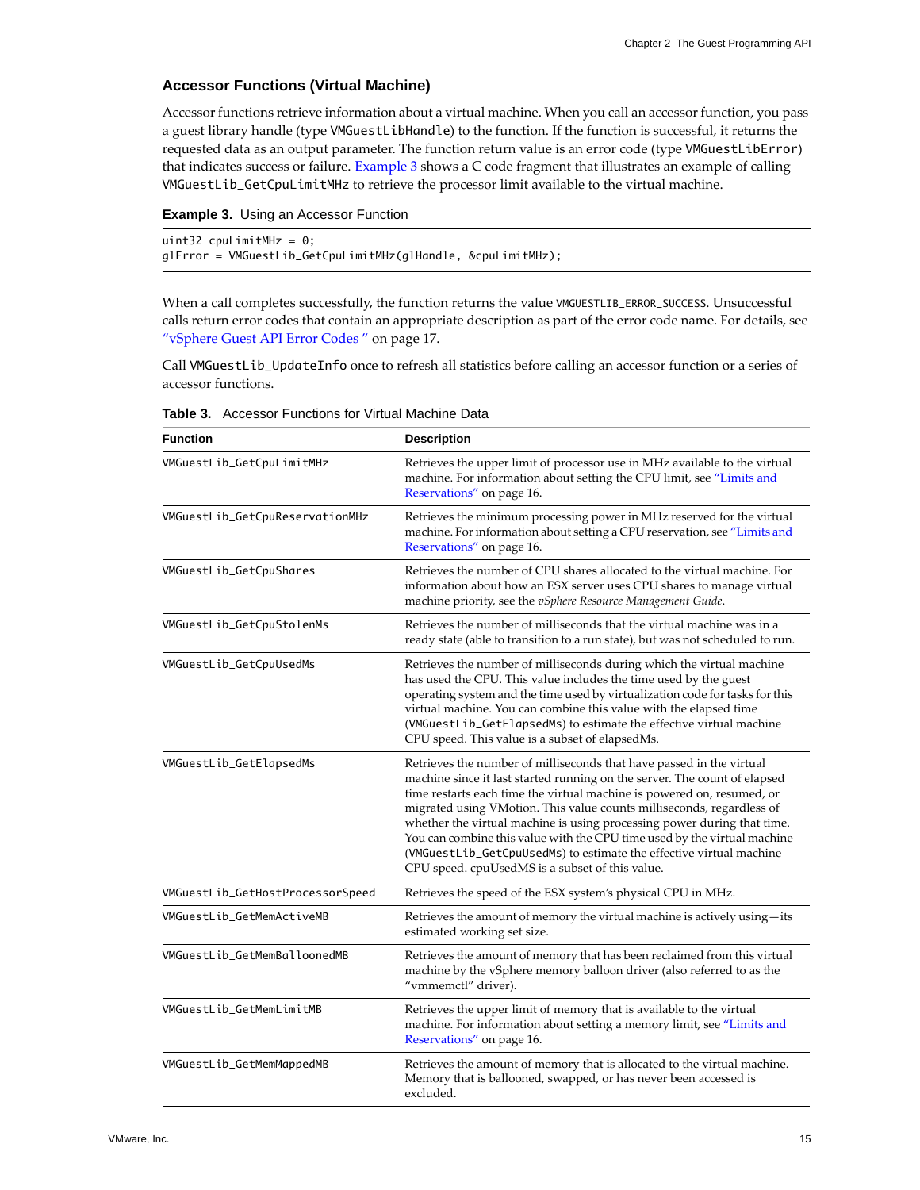### Accessor Functions (Virtual Machine)

Accessor functions retrieve information about a virtual machine. When you call an accessor function, you pass a guest library handle (type `VMGuestLibHandle`) to the function. If the function is successful, it returns the requested data as an output parameter. The function return value is an error code (type `VMGuestLibError`) that indicates success or failure. Example 3 shows a C code fragment that illustrates an example of calling `VMGuestLib_GetCpuLimitMHz` to retrieve the processor limit available to the virtual machine.

**Example 3.** Using an Accessor Function

```
uint32 cpuLimitMHz = 0;
glError = VMGuestLib_GetCpuLimitMHz(glHandle, &cpuLimitMHz);
```

When a call completes successfully, the function returns the value `VMGUESTLIB_ERROR_SUCCESS`. Unsuccessful calls return error codes that contain an appropriate description as part of the error code name. For details, see "vSphere Guest API Error Codes" on page 17.

Call `VMGuestLib_UpdateInfo` once to refresh all statistics before calling an accessor function or a series of accessor functions.

**Table 3.** Accessor Functions for Virtual Machine Data

| Function | Description |
|---|---|
| `VMGuestLib_GetCpuLimitMHz` | Retrieves the upper limit of processor use in MHz available to the virtual machine. For information about setting the CPU limit, see "Limits and Reservations" on page 16. |
| `VMGuestLib_GetCpuReservationMHz` | Retrieves the minimum processing power in MHz reserved for the virtual machine. For information about setting a CPU reservation, see "Limits and Reservations" on page 16. |
| `VMGuestLib_GetCpuShares` | Retrieves the number of CPU shares allocated to the virtual machine. For information about how an ESX server uses CPU shares to manage virtual machine priority, see the *vSphere Resource Management Guide*. |
| `VMGuestLib_GetCpuStolenMs` | Retrieves the number of milliseconds that the virtual machine was in a ready state (able to transition to a run state), but was not scheduled to run. |
| `VMGuestLib_GetCpuUsedMs` | Retrieves the number of milliseconds during which the virtual machine has used the CPU. This value includes the time used by the guest operating system and the time used by virtualization code for tasks for this virtual machine. You can combine this value with the elapsed time (`VMGuestLib_GetElapsedMs`) to estimate the effective virtual machine CPU speed. This value is a subset of elapsedMs. |
| `VMGuestLib_GetElapsedMs` | Retrieves the number of milliseconds that have passed in the virtual machine since it last started running on the server. The count of elapsed time restarts each time the virtual machine is powered on, resumed, or migrated using VMotion. This value counts milliseconds, regardless of whether the virtual machine is using processing power during that time. You can combine this value with the CPU time used by the virtual machine (`VMGuestLib_GetCpuUsedMs`) to estimate the effective virtual machine CPU speed. cpuUsedMS is a subset of this value. |
| `VMGuestLib_GetHostProcessorSpeed` | Retrieves the speed of the ESX system's physical CPU in MHz. |
| `VMGuestLib_GetMemActiveMB` | Retrieves the amount of memory the virtual machine is actively using—its estimated working set size. |
| `VMGuestLib_GetMemBalloonedMB` | Retrieves the amount of memory that has been reclaimed from this virtual machine by the vSphere memory balloon driver (also referred to as the "vmmemctl" driver). |
| `VMGuestLib_GetMemLimitMB` | Retrieves the upper limit of memory that is available to the virtual machine. For information about setting a memory limit, see "Limits and Reservations" on page 16. |
| `VMGuestLib_GetMemMappedMB` | Retrieves the amount of memory that is allocated to the virtual machine. Memory that is ballooned, swapped, or has never been accessed is excluded. |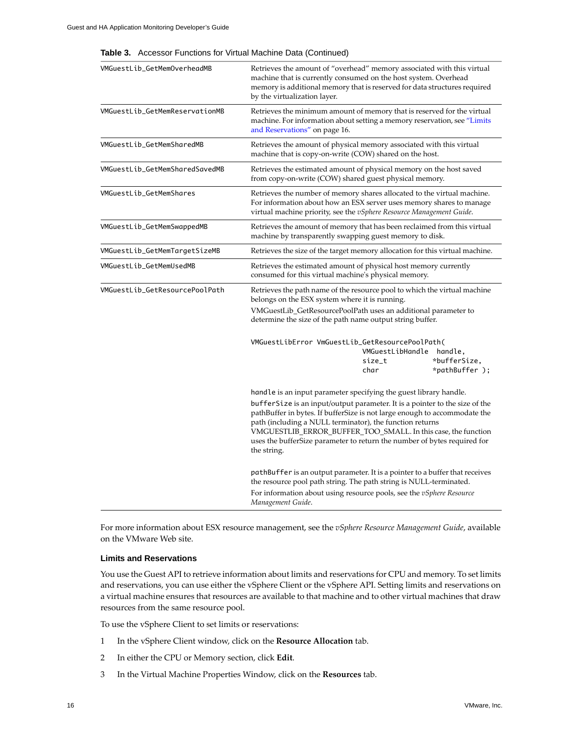**Table 3.** Accessor Functions for Virtual Machine Data (Continued)

| | |
|---|---|
| VMGuestLib_GetMemOverheadMB | Retrieves the amount of "overhead" memory associated with this virtual machine that is currently consumed on the host system. Overhead memory is additional memory that is reserved for data structures required by the virtualization layer. |
| VMGuestLib_GetMemReservationMB | Retrieves the minimum amount of memory that is reserved for the virtual machine. For information about setting a memory reservation, see "Limits and Reservations" on page 16. |
| VMGuestLib_GetMemSharedMB | Retrieves the amount of physical memory associated with this virtual machine that is copy-on-write (COW) shared on the host. |
| VMGuestLib_GetMemSharedSavedMB | Retrieves the estimated amount of physical memory on the host saved from copy-on-write (COW) shared guest physical memory. |
| VMGuestLib_GetMemShares | Retrieves the number of memory shares allocated to the virtual machine. For information about how an ESX server uses memory shares to manage virtual machine priority, see the *vSphere Resource Management Guide*. |
| VMGuestLib_GetMemSwappedMB | Retrieves the amount of memory that has been reclaimed from this virtual machine by transparently swapping guest memory to disk. |
| VMGuestLib_GetMemTargetSizeMB | Retrieves the size of the target memory allocation for this virtual machine. |
| VMGuestLib_GetMemUsedMB | Retrieves the estimated amount of physical host memory currently consumed for this virtual machine's physical memory. |
| VMGuestLib_GetResourcePoolPath | Retrieves the path name of the resource pool to which the virtual machine belongs on the ESX system where it is running.<br>VMGuestLib_GetResourcePoolPath uses an additional parameter to determine the size of the path name output string buffer.<br>`VMGuestLibError VmGuestLib_GetResourcePoolPath( VMGuestLibHandle handle, size_t *bufferSize, char *pathBuffer );`<br>`handle` is an input parameter specifying the guest library handle.<br>`bufferSize` is an input/output parameter. It is a pointer to the size of the pathBuffer in bytes. If bufferSize is not large enough to accommodate the path (including a NULL terminator), the function returns VMGUESTLIB_ERROR_BUFFER_TOO_SMALL. In this case, the function uses the bufferSize parameter to return the number of bytes required for the string.<br>`pathBuffer` is an output parameter. It is a pointer to a buffer that receives the resource pool path string. The path string is NULL-terminated.<br>For information about using resource pools, see the *vSphere Resource Management Guide*. |

For more information about ESX resource management, see the *vSphere Resource Management Guide*, available on the VMware Web site.

### Limits and Reservations

You use the Guest API to retrieve information about limits and reservations for CPU and memory. To set limits and reservations, you can use either the vSphere Client or the vSphere API. Setting limits and reservations on a virtual machine ensures that resources are available to that machine and to other virtual machines that draw resources from the same resource pool.

To use the vSphere Client to set limits or reservations:

1. In the vSphere Client window, click on the **Resource Allocation** tab.
2. In either the CPU or Memory section, click **Edit**.
3. In the Virtual Machine Properties Window, click on the **Resources** tab.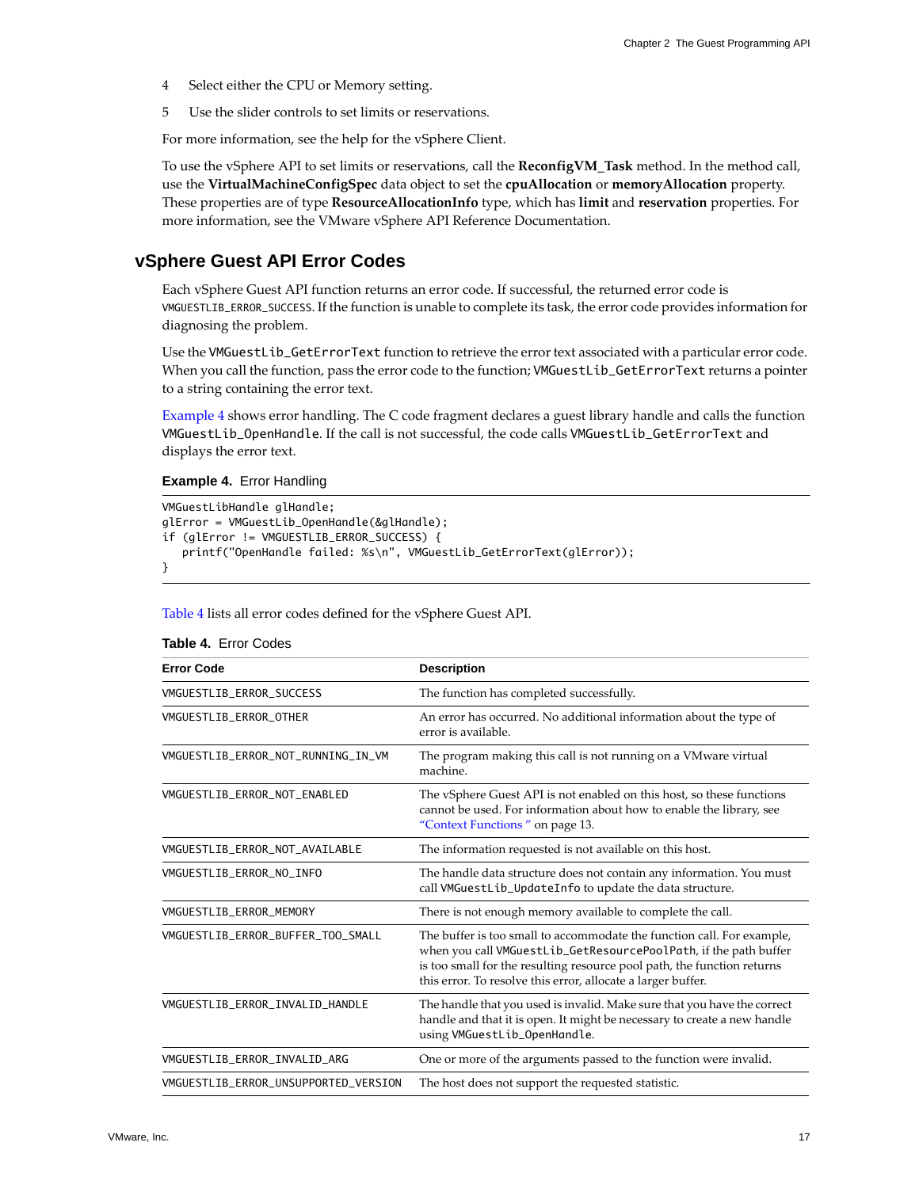4 Select either the CPU or Memory setting.

5 Use the slider controls to set limits or reservations.

For more information, see the help for the vSphere Client.

To use the vSphere API to set limits or reservations, call the **ReconfigVM_Task** method. In the method call, use the **VirtualMachineConfigSpec** data object to set the **cpuAllocation** or **memoryAllocation** property. These properties are of type **ResourceAllocationInfo** type, which has **limit** and **reservation** properties. For more information, see the VMware vSphere API Reference Documentation.

## vSphere Guest API Error Codes

Each vSphere Guest API function returns an error code. If successful, the returned error code is VMGUESTLIB_ERROR_SUCCESS. If the function is unable to complete its task, the error code provides information for diagnosing the problem.

Use the VMGuestLib_GetErrorText function to retrieve the error text associated with a particular error code. When you call the function, pass the error code to the function; VMGuestLib_GetErrorText returns a pointer to a string containing the error text.

Example 4 shows error handling. The C code fragment declares a guest library handle and calls the function VMGuestLib_OpenHandle. If the call is not successful, the code calls VMGuestLib_GetErrorText and displays the error text.

**Example 4.** Error Handling

```
VMGuestLibHandle glHandle;
glError = VMGuestLib_OpenHandle(&glHandle);
if (glError != VMGUESTLIB_ERROR_SUCCESS) {
   printf("OpenHandle failed: %s\n", VMGuestLib_GetErrorText(glError));
}
```

Table 4 lists all error codes defined for the vSphere Guest API.

**Table 4.** Error Codes

| Error Code | Description |
|---|---|
| VMGUESTLIB_ERROR_SUCCESS | The function has completed successfully. |
| VMGUESTLIB_ERROR_OTHER | An error has occurred. No additional information about the type of error is available. |
| VMGUESTLIB_ERROR_NOT_RUNNING_IN_VM | The program making this call is not running on a VMware virtual machine. |
| VMGUESTLIB_ERROR_NOT_ENABLED | The vSphere Guest API is not enabled on this host, so these functions cannot be used. For information about how to enable the library, see "Context Functions " on page 13. |
| VMGUESTLIB_ERROR_NOT_AVAILABLE | The information requested is not available on this host. |
| VMGUESTLIB_ERROR_NO_INFO | The handle data structure does not contain any information. You must call VMGuestLib_UpdateInfo to update the data structure. |
| VMGUESTLIB_ERROR_MEMORY | There is not enough memory available to complete the call. |
| VMGUESTLIB_ERROR_BUFFER_TOO_SMALL | The buffer is too small to accommodate the function call. For example, when you call VMGuestLib_GetResourcePoolPath, if the path buffer is too small for the resulting resource pool path, the function returns this error. To resolve this error, allocate a larger buffer. |
| VMGUESTLIB_ERROR_INVALID_HANDLE | The handle that you used is invalid. Make sure that you have the correct handle and that it is open. It might be necessary to create a new handle using VMGuestLib_OpenHandle. |
| VMGUESTLIB_ERROR_INVALID_ARG | One or more of the arguments passed to the function were invalid. |
| VMGUESTLIB_ERROR_UNSUPPORTED_VERSION | The host does not support the requested statistic. |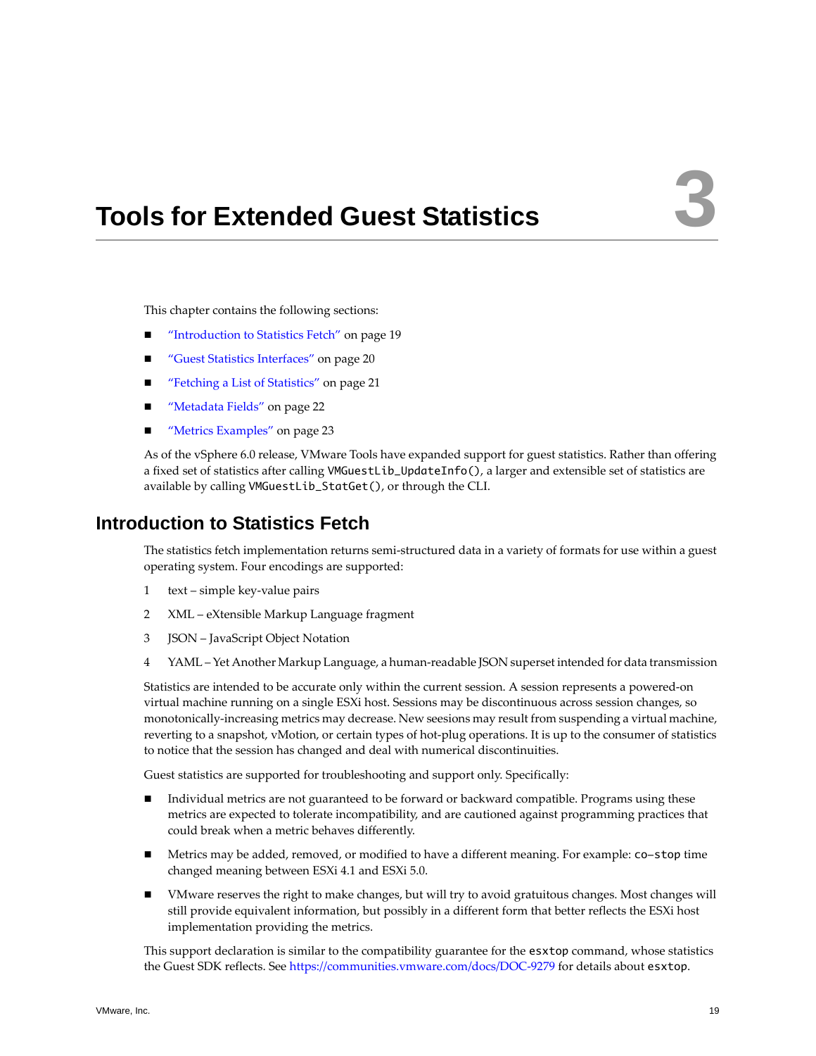# Tools for Extended Guest Statistics 3

This chapter contains the following sections:

- "Introduction to Statistics Fetch" on page 19
- "Guest Statistics Interfaces" on page 20
- "Fetching a List of Statistics" on page 21
- "Metadata Fields" on page 22
- "Metrics Examples" on page 23

As of the vSphere 6.0 release, VMware Tools have expanded support for guest statistics. Rather than offering a fixed set of statistics after calling `VMGuestLib_UpdateInfo()`, a larger and extensible set of statistics are available by calling `VMGuestLib_StatGet()`, or through the CLI.

## Introduction to Statistics Fetch

The statistics fetch implementation returns semi-structured data in a variety of formats for use within a guest operating system. Four encodings are supported:

1. text – simple key-value pairs
2. XML – eXtensible Markup Language fragment
3. JSON – JavaScript Object Notation
4. YAML – Yet Another Markup Language, a human-readable JSON superset intended for data transmission

Statistics are intended to be accurate only within the current session. A session represents a powered-on virtual machine running on a single ESXi host. Sessions may be discontinuous across session changes, so monotonically-increasing metrics may decrease. New seesions may result from suspending a virtual machine, reverting to a snapshot, vMotion, or certain types of hot-plug operations. It is up to the consumer of statistics to notice that the session has changed and deal with numerical discontinuities.

Guest statistics are supported for troubleshooting and support only. Specifically:

- Individual metrics are not guaranteed to be forward or backward compatible. Programs using these metrics are expected to tolerate incompatibility, and are cautioned against programming practices that could break when a metric behaves differently.
- Metrics may be added, removed, or modified to have a different meaning. For example: `co-stop` time changed meaning between ESXi 4.1 and ESXi 5.0.
- VMware reserves the right to make changes, but will try to avoid gratuitous changes. Most changes will still provide equivalent information, but possibly in a different form that better reflects the ESXi host implementation providing the metrics.

This support declaration is similar to the compatibility guarantee for the `esxtop` command, whose statistics the Guest SDK reflects. See https://communities.vmware.com/docs/DOC-9279 for details about `esxtop`.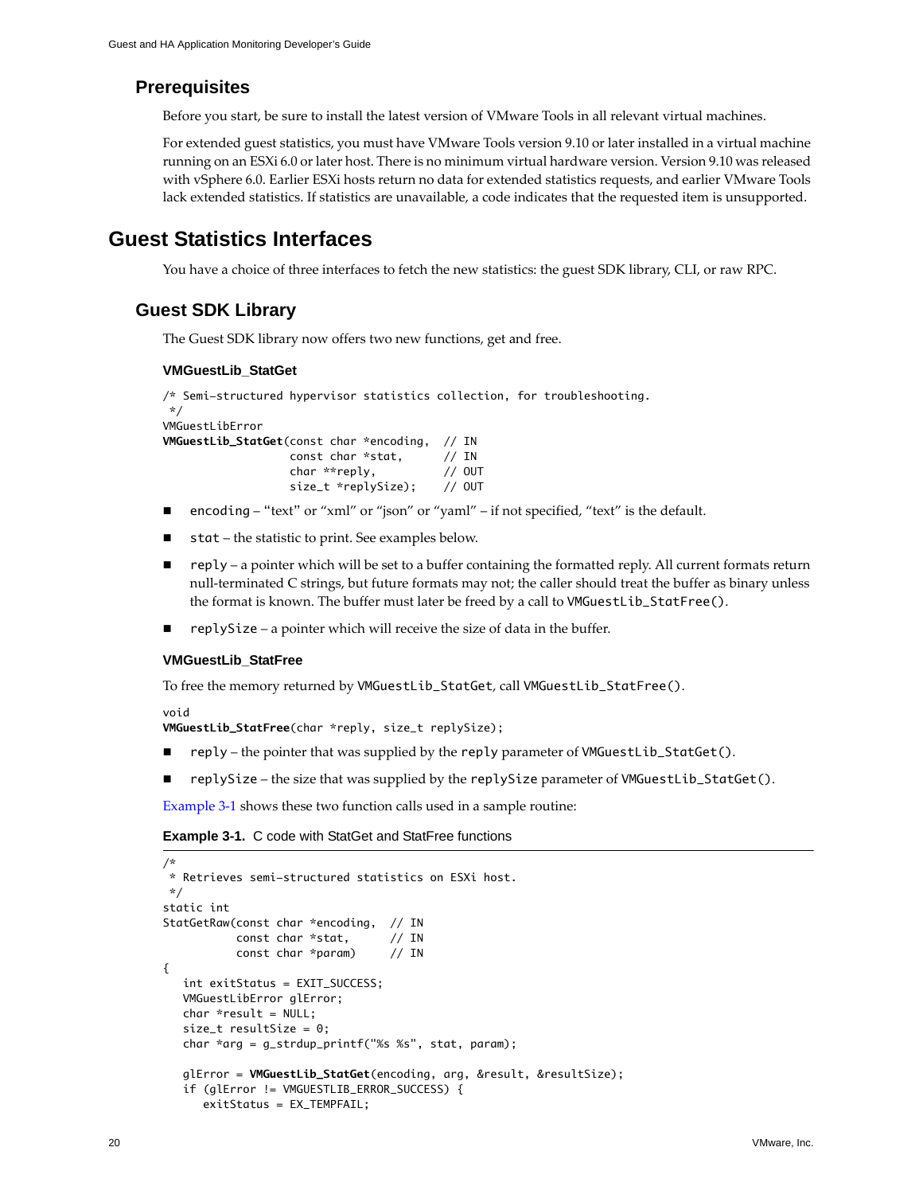## Prerequisites

Before you start, be sure to install the latest version of VMware Tools in all relevant virtual machines.

For extended guest statistics, you must have VMware Tools version 9.10 or later installed in a virtual machine running on an ESXi 6.0 or later host. There is no minimum virtual hardware version. Version 9.10 was released with vSphere 6.0. Earlier ESXi hosts return no data for extended statistics requests, and earlier VMware Tools lack extended statistics. If statistics are unavailable, a code indicates that the requested item is unsupported.

# Guest Statistics Interfaces

You have a choice of three interfaces to fetch the new statistics: the guest SDK library, CLI, or raw RPC.

## Guest SDK Library

The Guest SDK library now offers two new functions, get and free.

### VMGuestLib_StatGet

```
/* Semi-structured hypervisor statistics collection, for troubleshooting.
 */
VMGuestLibError
VMGuestLib_StatGet(const char *encoding,  // IN
                   const char *stat,      // IN
                   char **reply,          // OUT
                   size_t *replySize);    // OUT
```

- `encoding` – “text” or “xml” or “json” or “yaml” – if not specified, “text” is the default.
- `stat` – the statistic to print. See examples below.
- `reply` – a pointer which will be set to a buffer containing the formatted reply. All current formats return null-terminated C strings, but future formats may not; the caller should treat the buffer as binary unless the format is known. The buffer must later be freed by a call to `VMGuestLib_StatFree()`.
- `replySize` – a pointer which will receive the size of data in the buffer.

### VMGuestLib_StatFree

To free the memory returned by `VMGuestLib_StatGet`, call `VMGuestLib_StatFree()`.

```
void
VMGuestLib_StatFree(char *reply, size_t replySize);
```

- `reply` – the pointer that was supplied by the `reply` parameter of `VMGuestLib_StatGet()`.
- `replySize` – the size that was supplied by the `replySize` parameter of `VMGuestLib_StatGet()`.

Example 3-1 shows these two function calls used in a sample routine:

**Example 3-1.** C code with StatGet and StatFree functions

```
/*
 * Retrieves semi-structured statistics on ESXi host.
 */
static int
StatGetRaw(const char *encoding,  // IN
           const char *stat,      // IN
           const char *param)     // IN
{
   int exitStatus = EXIT_SUCCESS;
   VMGuestLibError glError;
   char *result = NULL;
   size_t resultSize = 0;
   char *arg = g_strdup_printf("%s %s", stat, param);

   glError = VMGuestLib_StatGet(encoding, arg, &result, &resultSize);
   if (glError != VMGUESTLIB_ERROR_SUCCESS) {
      exitStatus = EX_TEMPFAIL;
```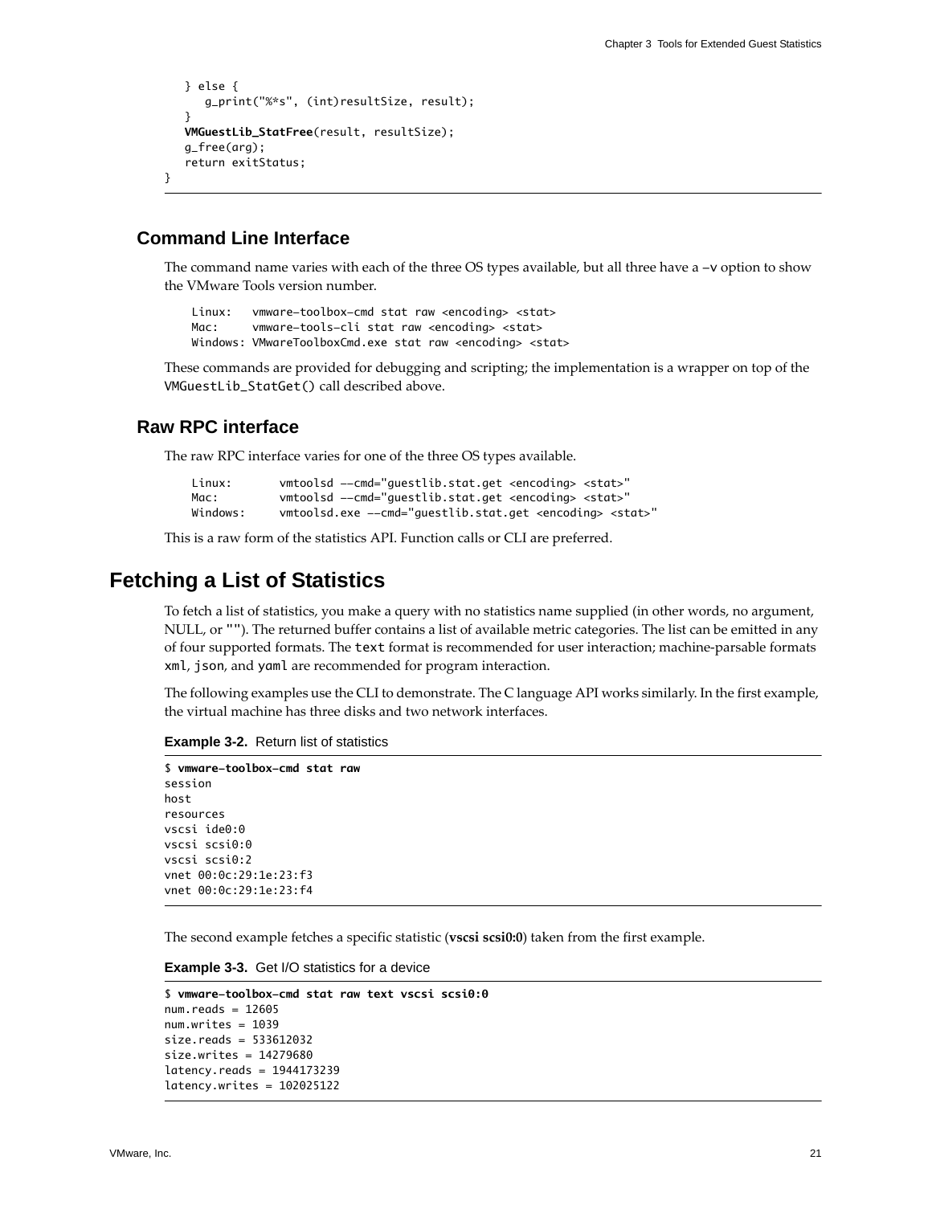```
    } else {
        g_print("%*s", (int)resultSize, result);
    }
    VMGuestLib_StatFree(result, resultSize);
    g_free(arg);
    return exitStatus;
}
```

### Command Line Interface

The command name varies with each of the three OS types available, but all three have a -v option to show the VMware Tools version number.

```
Linux:   vmware-toolbox-cmd stat raw <encoding> <stat>
Mac:     vmware-tools-cli stat raw <encoding> <stat>
Windows: VMwareToolboxCmd.exe stat raw <encoding> <stat>
```

These commands are provided for debugging and scripting; the implementation is a wrapper on top of the `VMGuestLib_StatGet()` call described above.

### Raw RPC interface

The raw RPC interface varies for one of the three OS types available.

```
Linux:      vmtoolsd --cmd="guestlib.stat.get <encoding> <stat>"
Mac:        vmtoolsd --cmd="guestlib.stat.get <encoding> <stat>"
Windows:    vmtoolsd.exe --cmd="guestlib.stat.get <encoding> <stat>"
```

This is a raw form of the statistics API. Function calls or CLI are preferred.

## Fetching a List of Statistics

To fetch a list of statistics, you make a query with no statistics name supplied (in other words, no argument, NULL, or ""). The returned buffer contains a list of available metric categories. The list can be emitted in any of four supported formats. The `text` format is recommended for user interaction; machine-parsable formats `xml`, `json`, and `yaml` are recommended for program interaction.

The following examples use the CLI to demonstrate. The C language API works similarly. In the first example, the virtual machine has three disks and two network interfaces.

**Example 3-2.** Return list of statistics

```
$ vmware-toolbox-cmd stat raw
session
host
resources
vscsi ide0:0
vscsi scsi0:0
vscsi scsi0:2
vnet 00:0c:29:1e:23:f3
vnet 00:0c:29:1e:23:f4
```

The second example fetches a specific statistic (**vscsi scsi0:0**) taken from the first example.

**Example 3-3.** Get I/O statistics for a device

```
$ vmware-toolbox-cmd stat raw text vscsi scsi0:0
num.reads = 12605
num.writes = 1039
size.reads = 533612032
size.writes = 14279680
latency.reads = 1944173239
latency.writes = 102025122
```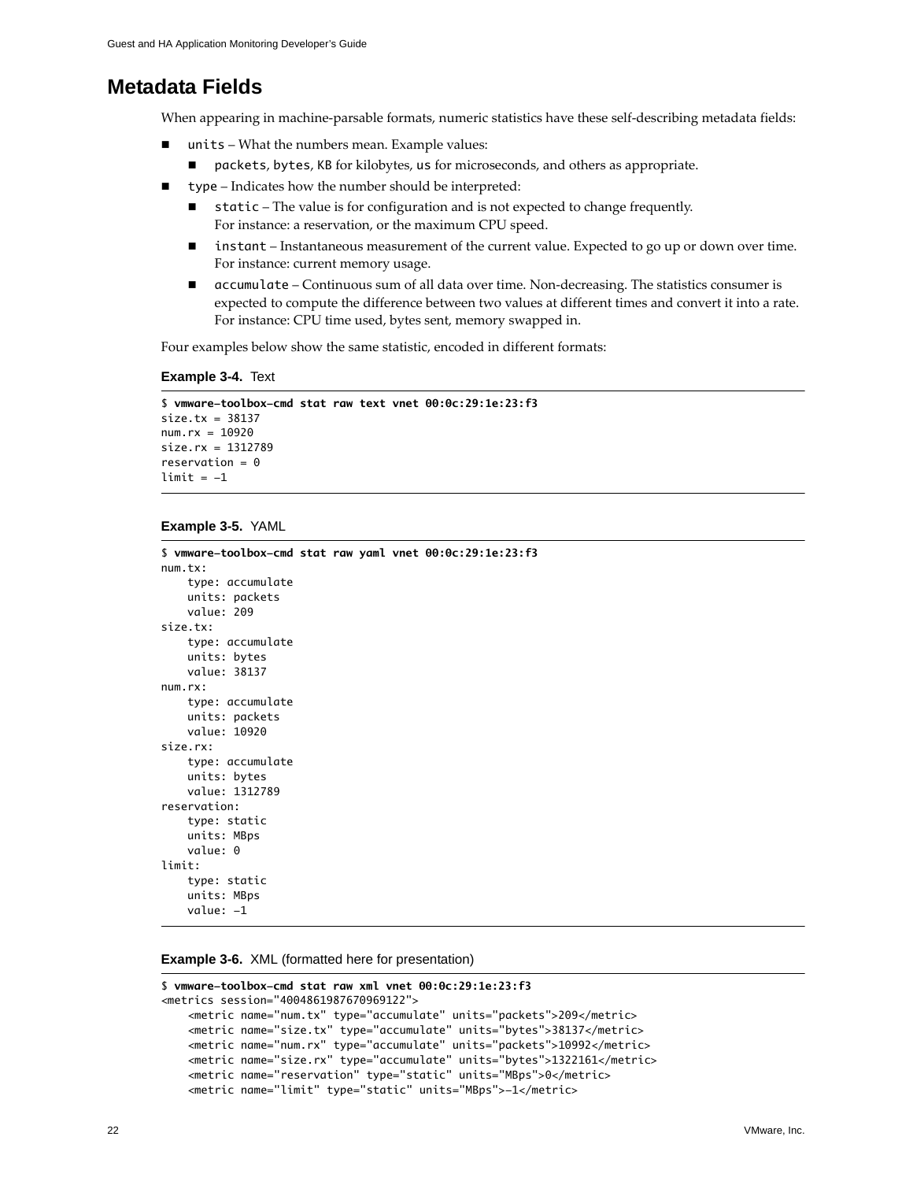## Metadata Fields

When appearing in machine-parsable formats, numeric statistics have these self-describing metadata fields:

- `units` – What the numbers mean. Example values:
  - `packets`, `bytes`, `KB` for kilobytes, `us` for microseconds, and others as appropriate.
- `type` – Indicates how the number should be interpreted:
  - `static` – The value is for configuration and is not expected to change frequently. For instance: a reservation, or the maximum CPU speed.
  - `instant` – Instantaneous measurement of the current value. Expected to go up or down over time. For instance: current memory usage.
  - `accumulate` – Continuous sum of all data over time. Non-decreasing. The statistics consumer is expected to compute the difference between two values at different times and convert it into a rate. For instance: CPU time used, bytes sent, memory swapped in.

Four examples below show the same statistic, encoded in different formats:

**Example 3-4.** Text

```
$ vmware-toolbox-cmd stat raw text vnet 00:0c:29:1e:23:f3
size.tx = 38137
num.rx = 10920
size.rx = 1312789
reservation = 0
limit = -1
```

**Example 3-5.** YAML

```
$ vmware-toolbox-cmd stat raw yaml vnet 00:0c:29:1e:23:f3
num.tx:
    type: accumulate
    units: packets
    value: 209
size.tx:
    type: accumulate
    units: bytes
    value: 38137
num.rx:
    type: accumulate
    units: packets
    value: 10920
size.rx:
    type: accumulate
    units: bytes
    value: 1312789
reservation:
    type: static
    units: MBps
    value: 0
limit:
    type: static
    units: MBps
    value: -1
```

**Example 3-6.** XML (formatted here for presentation)

```
$ vmware-toolbox-cmd stat raw xml vnet 00:0c:29:1e:23:f3
<metrics session="4004861987670969122">
    <metric name="num.tx" type="accumulate" units="packets">209</metric>
    <metric name="size.tx" type="accumulate" units="bytes">38137</metric>
    <metric name="num.rx" type="accumulate" units="packets">10992</metric>
    <metric name="size.rx" type="accumulate" units="bytes">1322161</metric>
    <metric name="reservation" type="static" units="MBps">0</metric>
    <metric name="limit" type="static" units="MBps">-1</metric>
```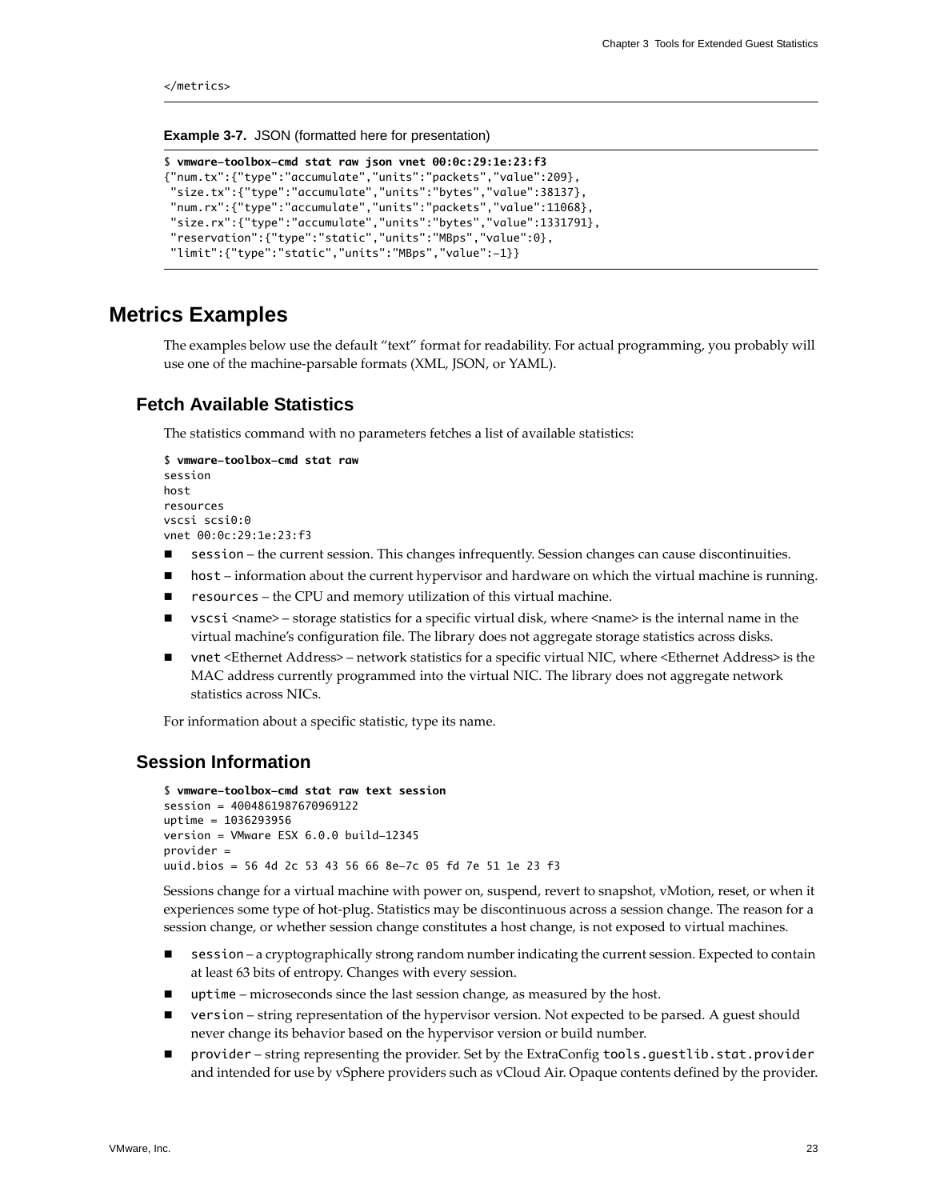```
</metrics>
```

**Example 3-7.** JSON (formatted here for presentation)

```
$ vmware-toolbox-cmd stat raw json vnet 00:0c:29:1e:23:f3
{"num.tx":{"type":"accumulate","units":"packets","value":209},
 "size.tx":{"type":"accumulate","units":"bytes","value":38137},
 "num.rx":{"type":"accumulate","units":"packets","value":11068},
 "size.rx":{"type":"accumulate","units":"bytes","value":1331791},
 "reservation":{"type":"static","units":"MBps","value":0},
 "limit":{"type":"static","units":"MBps","value":-1}}
```

## Metrics Examples

The examples below use the default "text" format for readability. For actual programming, you probably will use one of the machine-parsable formats (XML, JSON, or YAML).

### Fetch Available Statistics

The statistics command with no parameters fetches a list of available statistics:

```
$ vmware-toolbox-cmd stat raw
session
host
resources
vscsi scsi0:0
vnet 00:0c:29:1e:23:f3
```

- `session` – the current session. This changes infrequently. Session changes can cause discontinuities.
- `host` – information about the current hypervisor and hardware on which the virtual machine is running.
- `resources` – the CPU and memory utilization of this virtual machine.
- `vscsi` <name> – storage statistics for a specific virtual disk, where <name> is the internal name in the virtual machine's configuration file. The library does not aggregate storage statistics across disks.
- `vnet` <Ethernet Address> – network statistics for a specific virtual NIC, where <Ethernet Address> is the MAC address currently programmed into the virtual NIC. The library does not aggregate network statistics across NICs.

For information about a specific statistic, type its name.

### Session Information

```
$ vmware-toolbox-cmd stat raw text session
session = 4004861987670969122
uptime = 1036293956
version = VMware ESX 6.0.0 build-12345
provider =
uuid.bios = 56 4d 2c 53 43 56 66 8e-7c 05 fd 7e 51 1e 23 f3
```

Sessions change for a virtual machine with power on, suspend, revert to snapshot, vMotion, reset, or when it experiences some type of hot-plug. Statistics may be discontinuous across a session change. The reason for a session change, or whether session change constitutes a host change, is not exposed to virtual machines.

- `session` – a cryptographically strong random number indicating the current session. Expected to contain at least 63 bits of entropy. Changes with every session.
- `uptime` – microseconds since the last session change, as measured by the host.
- `version` – string representation of the hypervisor version. Not expected to be parsed. A guest should never change its behavior based on the hypervisor version or build number.
- `provider` – string representing the provider. Set by the ExtraConfig `tools.guestlib.stat.provider` and intended for use by vSphere providers such as vCloud Air. Opaque contents defined by the provider.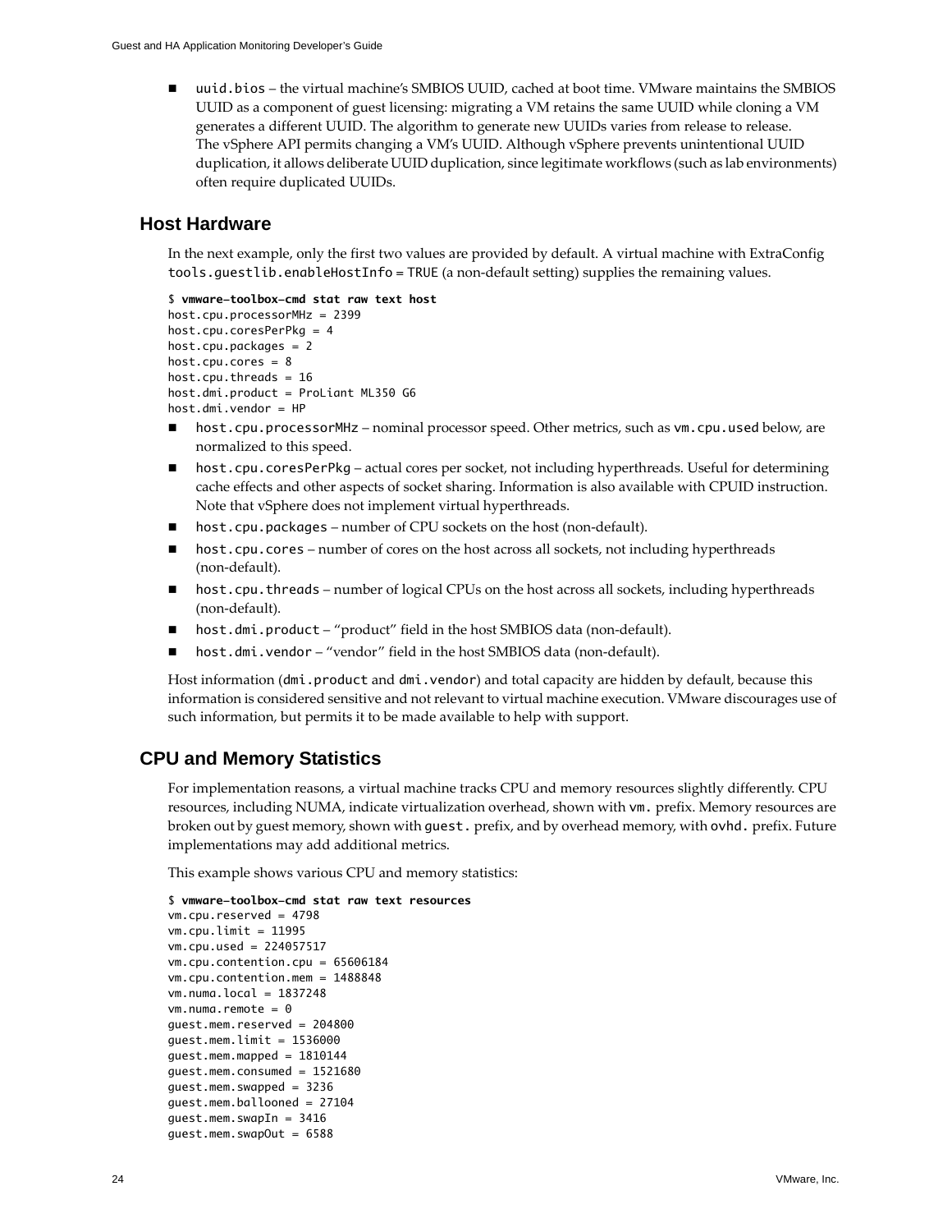- `uuid.bios` – the virtual machine's SMBIOS UUID, cached at boot time. VMware maintains the SMBIOS UUID as a component of guest licensing: migrating a VM retains the same UUID while cloning a VM generates a different UUID. The algorithm to generate new UUIDs varies from release to release. The vSphere API permits changing a VM's UUID. Although vSphere prevents unintentional UUID duplication, it allows deliberate UUID duplication, since legitimate workflows (such as lab environments) often require duplicated UUIDs.

## Host Hardware

In the next example, only the first two values are provided by default. A virtual machine with ExtraConfig `tools.guestlib.enableHostInfo` = TRUE (a non-default setting) supplies the remaining values.

```
$ vmware-toolbox-cmd stat raw text host
host.cpu.processorMHz = 2399
host.cpu.coresPerPkg = 4
host.cpu.packages = 2
host.cpu.cores = 8
host.cpu.threads = 16
host.dmi.product = ProLiant ML350 G6
host.dmi.vendor = HP
```

- `host.cpu.processorMHz` – nominal processor speed. Other metrics, such as `vm.cpu.used` below, are normalized to this speed.
- `host.cpu.coresPerPkg` – actual cores per socket, not including hyperthreads. Useful for determining cache effects and other aspects of socket sharing. Information is also available with CPUID instruction. Note that vSphere does not implement virtual hyperthreads.
- `host.cpu.packages` – number of CPU sockets on the host (non-default).
- `host.cpu.cores` – number of cores on the host across all sockets, not including hyperthreads (non-default).
- `host.cpu.threads` – number of logical CPUs on the host across all sockets, including hyperthreads (non-default).
- `host.dmi.product` – "product" field in the host SMBIOS data (non-default).
- `host.dmi.vendor` – "vendor" field in the host SMBIOS data (non-default).

Host information (`dmi.product` and `dmi.vendor`) and total capacity are hidden by default, because this information is considered sensitive and not relevant to virtual machine execution. VMware discourages use of such information, but permits it to be made available to help with support.

## CPU and Memory Statistics

For implementation reasons, a virtual machine tracks CPU and memory resources slightly differently. CPU resources, including NUMA, indicate virtualization overhead, shown with `vm.` prefix. Memory resources are broken out by guest memory, shown with `guest.` prefix, and by overhead memory, with `ovhd.` prefix. Future implementations may add additional metrics.

This example shows various CPU and memory statistics:

```
$ vmware-toolbox-cmd stat raw text resources
vm.cpu.reserved = 4798
vm.cpu.limit = 11995
vm.cpu.used = 224057517
vm.cpu.contention.cpu = 65606184
vm.cpu.contention.mem = 1488848
vm.numa.local = 1837248
vm.numa.remote = 0
guest.mem.reserved = 204800
guest.mem.limit = 1536000
guest.mem.mapped = 1810144
guest.mem.consumed = 1521680
guest.mem.swapped = 3236
guest.mem.ballooned = 27104
guest.mem.swapIn = 3416
guest.mem.swapOut = 6588
```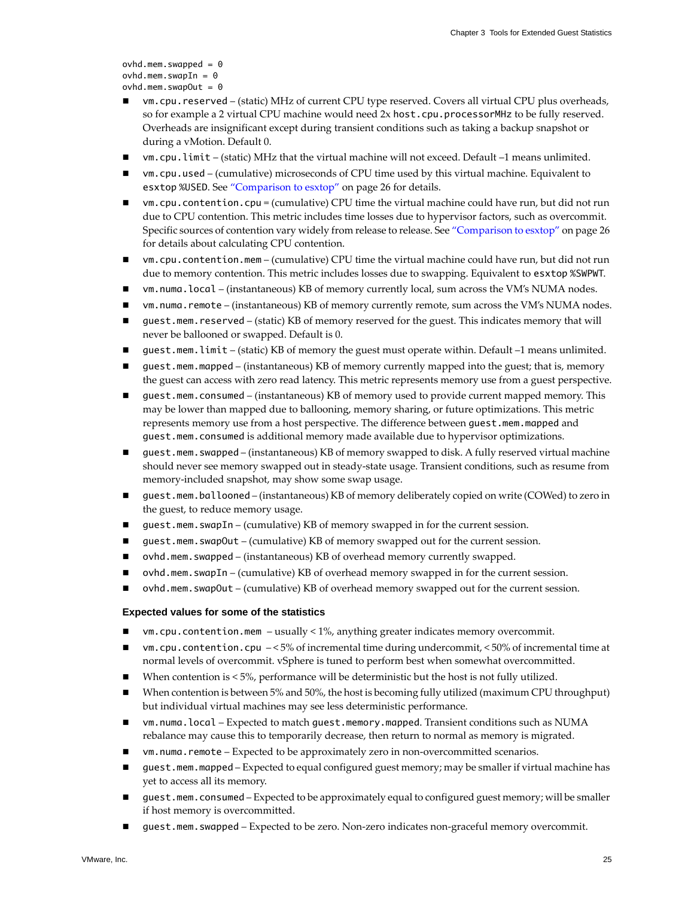```
ovhd.mem.swapped = 0
ovhd.mem.swapIn = 0
ovhd.mem.swapOut = 0
```

- `vm.cpu.reserved` – (static) MHz of current CPU type reserved. Covers all virtual CPU plus overheads, so for example a 2 virtual CPU machine would need 2x `host.cpu.processorMHz` to be fully reserved. Overheads are insignificant except during transient conditions such as taking a backup snapshot or during a vMotion. Default 0.
- `vm.cpu.limit` – (static) MHz that the virtual machine will not exceed. Default –1 means unlimited.
- `vm.cpu.used` – (cumulative) microseconds of CPU time used by this virtual machine. Equivalent to `esxtop %USED`. See "Comparison to esxtop" on page 26 for details.
- `vm.cpu.contention.cpu` = (cumulative) CPU time the virtual machine could have run, but did not run due to CPU contention. This metric includes time losses due to hypervisor factors, such as overcommit. Specific sources of contention vary widely from release to release. See "Comparison to esxtop" on page 26 for details about calculating CPU contention.
- `vm.cpu.contention.mem` – (cumulative) CPU time the virtual machine could have run, but did not run due to memory contention. This metric includes losses due to swapping. Equivalent to `esxtop %SWPWT`.
- `vm.numa.local` – (instantaneous) KB of memory currently local, sum across the VM's NUMA nodes.
- `vm.numa.remote` – (instantaneous) KB of memory currently remote, sum across the VM's NUMA nodes.
- `guest.mem.reserved` – (static) KB of memory reserved for the guest. This indicates memory that will never be ballooned or swapped. Default is 0.
- `guest.mem.limit` – (static) KB of memory the guest must operate within. Default –1 means unlimited.
- `guest.mem.mapped` – (instantaneous) KB of memory currently mapped into the guest; that is, memory the guest can access with zero read latency. This metric represents memory use from a guest perspective.
- `guest.mem.consumed` – (instantaneous) KB of memory used to provide current mapped memory. This may be lower than mapped due to ballooning, memory sharing, or future optimizations. This metric represents memory use from a host perspective. The difference between `guest.mem.mapped` and `guest.mem.consumed` is additional memory made available due to hypervisor optimizations.
- `guest.mem.swapped` – (instantaneous) KB of memory swapped to disk. A fully reserved virtual machine should never see memory swapped out in steady-state usage. Transient conditions, such as resume from memory-included snapshot, may show some swap usage.
- `guest.mem.ballooned` – (instantaneous) KB of memory deliberately copied on write (COWed) to zero in the guest, to reduce memory usage.
- `guest.mem.swapIn` – (cumulative) KB of memory swapped in for the current session.
- `guest.mem.swapOut` – (cumulative) KB of memory swapped out for the current session.
- `ovhd.mem.swapped` – (instantaneous) KB of overhead memory currently swapped.
- `ovhd.mem.swapIn` – (cumulative) KB of overhead memory swapped in for the current session.
- `ovhd.mem.swapOut` – (cumulative) KB of overhead memory swapped out for the current session.

#### Expected values for some of the statistics

- `vm.cpu.contention.mem` – usually < 1%, anything greater indicates memory overcommit.
- `vm.cpu.contention.cpu` – < 5% of incremental time during undercommit, < 50% of incremental time at normal levels of overcommit. vSphere is tuned to perform best when somewhat overcommitted.
- When contention is < 5%, performance will be deterministic but the host is not fully utilized.
- When contention is between 5% and 50%, the host is becoming fully utilized (maximum CPU throughput) but individual virtual machines may see less deterministic performance.
- `vm.numa.local` – Expected to match `guest.memory.mapped`. Transient conditions such as NUMA rebalance may cause this to temporarily decrease, then return to normal as memory is migrated.
- `vm.numa.remote` – Expected to be approximately zero in non-overcommitted scenarios.
- `guest.mem.mapped` – Expected to equal configured guest memory; may be smaller if virtual machine has yet to access all its memory.
- `guest.mem.consumed` – Expected to be approximately equal to configured guest memory; will be smaller if host memory is overcommitted.
- `guest.mem.swapped` – Expected to be zero. Non-zero indicates non-graceful memory overcommit.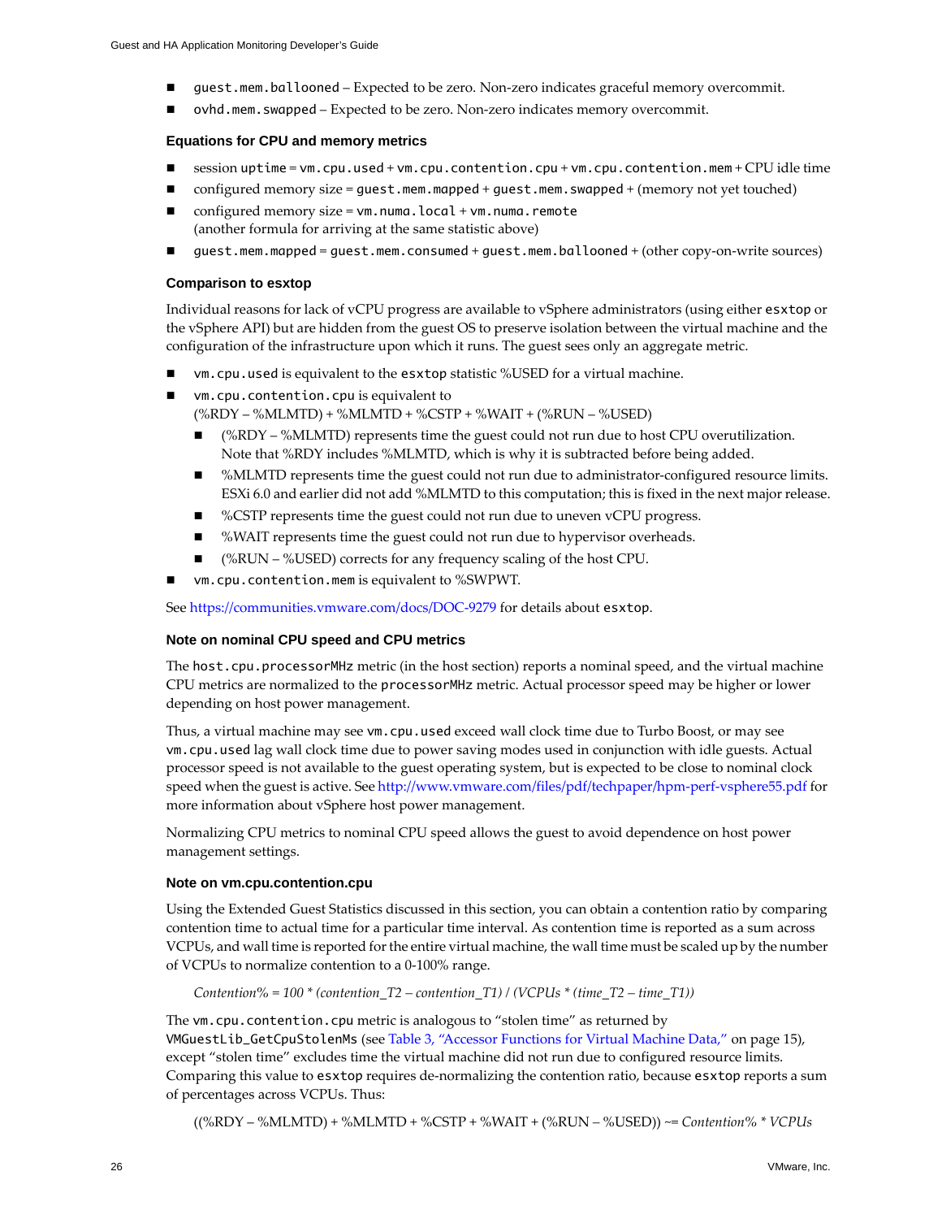- `guest.mem.ballooned` – Expected to be zero. Non-zero indicates graceful memory overcommit.
- `ovhd.mem.swapped` – Expected to be zero. Non-zero indicates memory overcommit.

### Equations for CPU and memory metrics

- session `uptime` = `vm.cpu.used` + `vm.cpu.contention.cpu` + `vm.cpu.contention.mem` + CPU idle time
- configured memory size = `guest.mem.mapped` + `guest.mem.swapped` + (memory not yet touched)
- configured memory size = `vm.numa.local` + `vm.numa.remote`
  (another formula for arriving at the same statistic above)
- `guest.mem.mapped` = `guest.mem.consumed` + `guest.mem.ballooned` + (other copy-on-write sources)

### Comparison to esxtop

Individual reasons for lack of vCPU progress are available to vSphere administrators (using either `esxtop` or the vSphere API) but are hidden from the guest OS to preserve isolation between the virtual machine and the configuration of the infrastructure upon which it runs. The guest sees only an aggregate metric.

- `vm.cpu.used` is equivalent to the `esxtop` statistic %USED for a virtual machine.
- `vm.cpu.contention.cpu` is equivalent to
  (%RDY – %MLMTD) + %MLMTD + %CSTP + %WAIT + (%RUN – %USED)
  - (%RDY – %MLMTD) represents time the guest could not run due to host CPU overutilization. Note that %RDY includes %MLMTD, which is why it is subtracted before being added.
  - %MLMTD represents time the guest could not run due to administrator-configured resource limits. ESXi 6.0 and earlier did not add %MLMTD to this computation; this is fixed in the next major release.
  - %CSTP represents time the guest could not run due to uneven vCPU progress.
  - %WAIT represents time the guest could not run due to hypervisor overheads.
  - (%RUN – %USED) corrects for any frequency scaling of the host CPU.
- `vm.cpu.contention.mem` is equivalent to %SWPWT.

See https://communities.vmware.com/docs/DOC-9279 for details about `esxtop`.

### Note on nominal CPU speed and CPU metrics

The `host.cpu.processorMHz` metric (in the host section) reports a nominal speed, and the virtual machine CPU metrics are normalized to the `processorMHz` metric. Actual processor speed may be higher or lower depending on host power management.

Thus, a virtual machine may see `vm.cpu.used` exceed wall clock time due to Turbo Boost, or may see `vm.cpu.used` lag wall clock time due to power saving modes used in conjunction with idle guests. Actual processor speed is not available to the guest operating system, but is expected to be close to nominal clock speed when the guest is active. See http://www.vmware.com/files/pdf/techpaper/hpm-perf-vsphere55.pdf for more information about vSphere host power management.

Normalizing CPU metrics to nominal CPU speed allows the guest to avoid dependence on host power management settings.

### Note on vm.cpu.contention.cpu

Using the Extended Guest Statistics discussed in this section, you can obtain a contention ratio by comparing contention time to actual time for a particular time interval. As contention time is reported as a sum across VCPUs, and wall time is reported for the entire virtual machine, the wall time must be scaled up by the number of VCPUs to normalize contention to a 0-100% range.

*Contention% = 100 * (contention_T2 – contention_T1) / (VCPUs * (time_T2 – time_T1))*

The `vm.cpu.contention.cpu` metric is analogous to "stolen time" as returned by `VMGuestLib_GetCpuStolenMs` (see Table 3, "Accessor Functions for Virtual Machine Data," on page 15), except "stolen time" excludes time the virtual machine did not run due to configured resource limits. Comparing this value to `esxtop` requires de-normalizing the contention ratio, because `esxtop` reports a sum of percentages across VCPUs. Thus:

((%RDY – %MLMTD) + %MLMTD + %CSTP + %WAIT + (%RUN – %USED)) ~= *Contention% * VCPUs*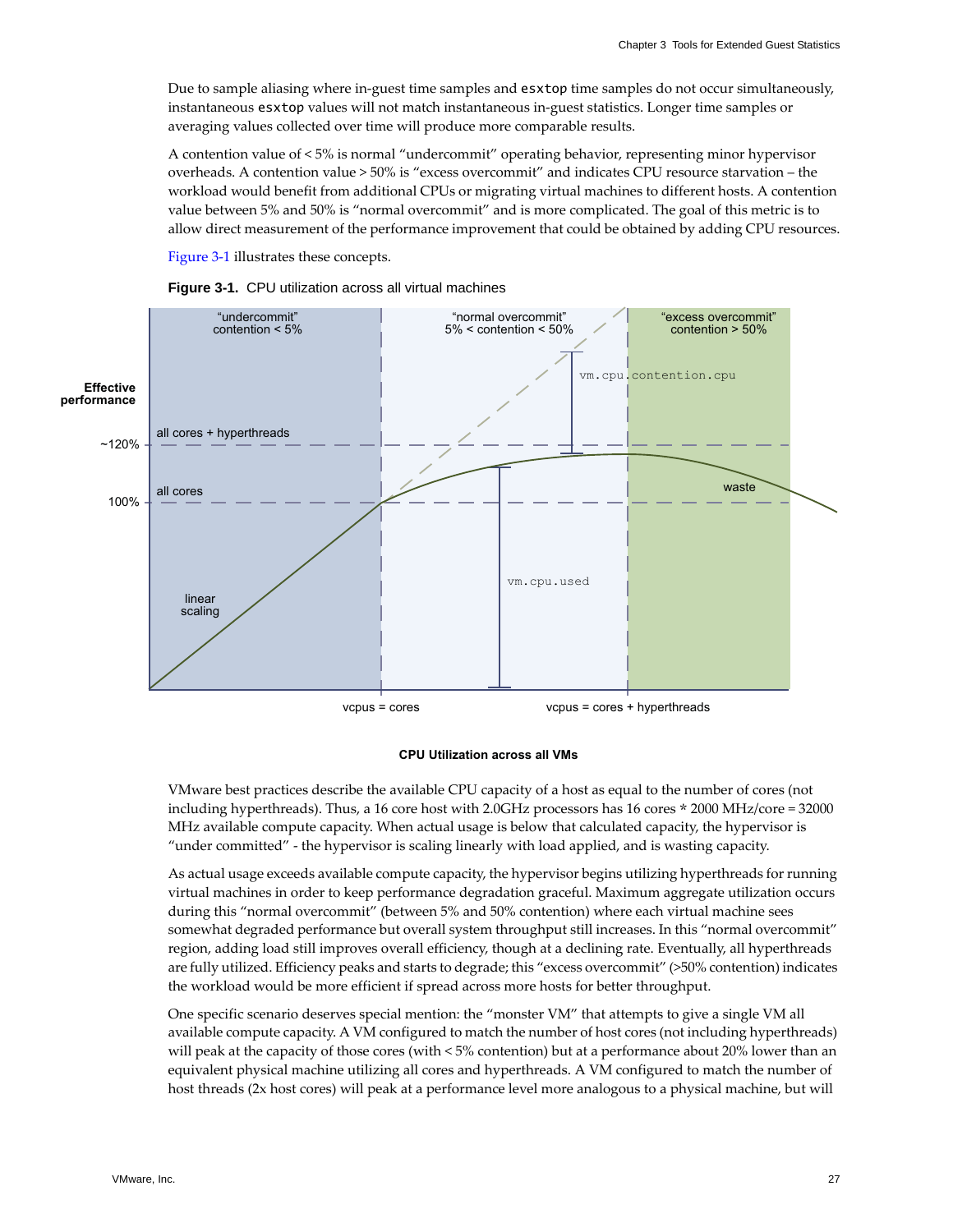Due to sample aliasing where in-guest time samples and `esxtop` time samples do not occur simultaneously, instantaneous `esxtop` values will not match instantaneous in-guest statistics. Longer time samples or averaging values collected over time will produce more comparable results.

A contention value of < 5% is normal "undercommit" operating behavior, representing minor hypervisor overheads. A contention value > 50% is "excess overcommit" and indicates CPU resource starvation – the workload would benefit from additional CPUs or migrating virtual machines to different hosts. A contention value between 5% and 50% is "normal overcommit" and is more complicated. The goal of this metric is to allow direct measurement of the performance improvement that could be obtained by adding CPU resources.

Figure 3-1 illustrates these concepts.

**Figure 3-1.** CPU utilization across all virtual machines

**CPU Utilization across all VMs**

VMware best practices describe the available CPU capacity of a host as equal to the number of cores (not including hyperthreads). Thus, a 16 core host with 2.0GHz processors has 16 cores * 2000 MHz/core = 32000 MHz available compute capacity. When actual usage is below that calculated capacity, the hypervisor is "under committed" - the hypervisor is scaling linearly with load applied, and is wasting capacity.

As actual usage exceeds available compute capacity, the hypervisor begins utilizing hyperthreads for running virtual machines in order to keep performance degradation graceful. Maximum aggregate utilization occurs during this "normal overcommit" (between 5% and 50% contention) where each virtual machine sees somewhat degraded performance but overall system throughput still increases. In this "normal overcommit" region, adding load still improves overall efficiency, though at a declining rate. Eventually, all hyperthreads are fully utilized. Efficiency peaks and starts to degrade; this "excess overcommit" (>50% contention) indicates the workload would be more efficient if spread across more hosts for better throughput.

One specific scenario deserves special mention: the "monster VM" that attempts to give a single VM all available compute capacity. A VM configured to match the number of host cores (not including hyperthreads) will peak at the capacity of those cores (with < 5% contention) but at a performance about 20% lower than an equivalent physical machine utilizing all cores and hyperthreads. A VM configured to match the number of host threads (2x host cores) will peak at a performance level more analogous to a physical machine, but will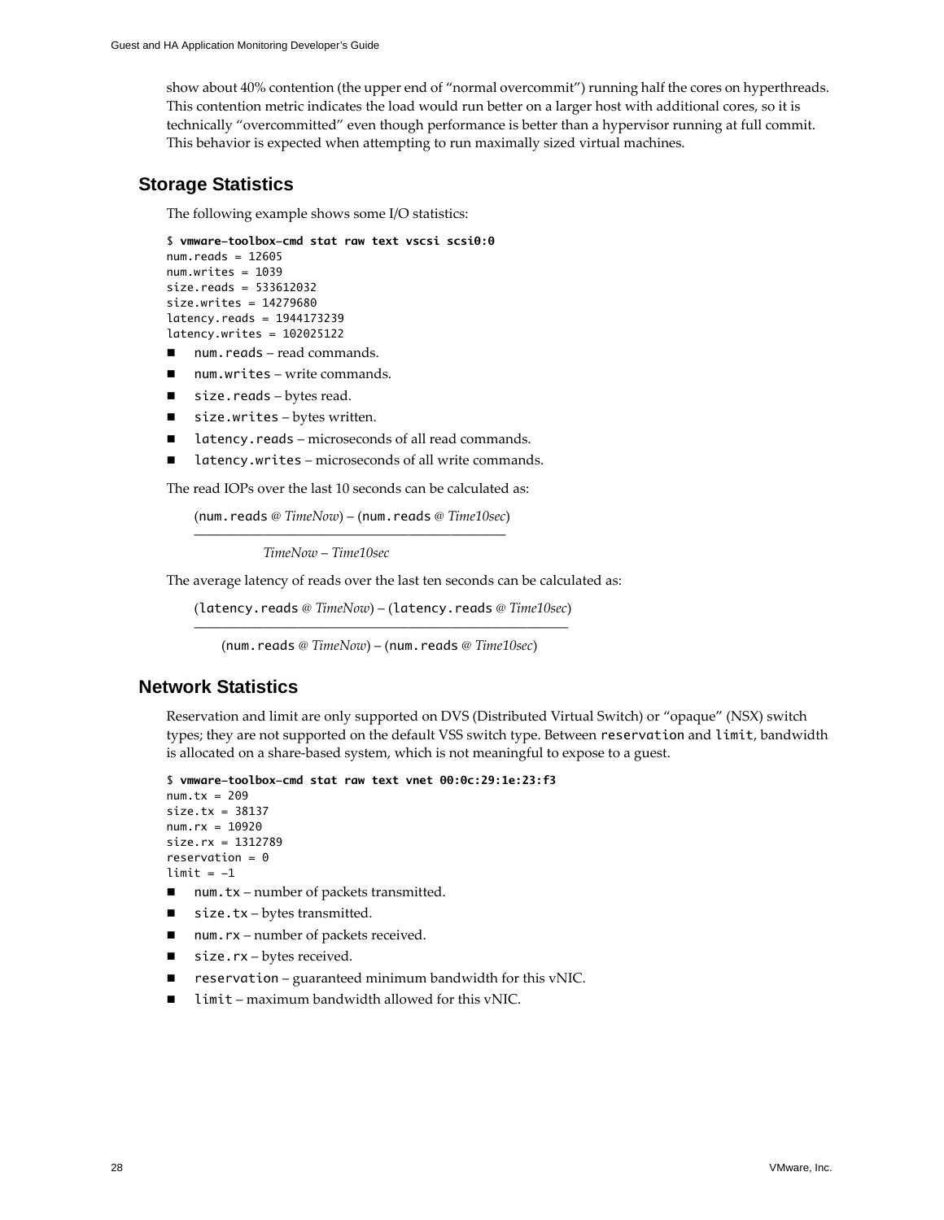show about 40% contention (the upper end of "normal overcommit") running half the cores on hyperthreads. This contention metric indicates the load would run better on a larger host with additional cores, so it is technically "overcommitted" even though performance is better than a hypervisor running at full commit. This behavior is expected when attempting to run maximally sized virtual machines.

## Storage Statistics

The following example shows some I/O statistics:

```
$ vmware-toolbox-cmd stat raw text vscsi scsi0:0
num.reads = 12605
num.writes = 1039
size.reads = 533612032
size.writes = 14279680
latency.reads = 1944173239
latency.writes = 102025122
```

- `num.reads` – read commands.
- `num.writes` – write commands.
- `size.reads` – bytes read.
- `size.writes` – bytes written.
- `latency.reads` – microseconds of all read commands.
- `latency.writes` – microseconds of all write commands.

The read IOPs over the last 10 seconds can be calculated as:

$$\frac{(\texttt{num.reads}\ @\ \textit{TimeNow}) - (\texttt{num.reads}\ @\ \textit{Time10sec})}{\textit{TimeNow} - \textit{Time10sec}}$$

The average latency of reads over the last ten seconds can be calculated as:

$$\frac{(\texttt{latency.reads}\ @\ \textit{TimeNow}) - (\texttt{latency.reads}\ @\ \textit{Time10sec})}{(\texttt{num.reads}\ @\ \textit{TimeNow}) - (\texttt{num.reads}\ @\ \textit{Time10sec})}$$

## Network Statistics

Reservation and limit are only supported on DVS (Distributed Virtual Switch) or "opaque" (NSX) switch types; they are not supported on the default VSS switch type. Between `reservation` and `limit`, bandwidth is allocated on a share-based system, which is not meaningful to expose to a guest.

```
$ vmware-toolbox-cmd stat raw text vnet 00:0c:29:1e:23:f3
num.tx = 209
size.tx = 38137
num.rx = 10920
size.rx = 1312789
reservation = 0
limit = -1
```

- `num.tx` – number of packets transmitted.
- `size.tx` – bytes transmitted.
- `num.rx` – number of packets received.
- `size.rx` – bytes received.
- `reservation` – guaranteed minimum bandwidth for this vNIC.
- `limit` – maximum bandwidth allowed for this vNIC.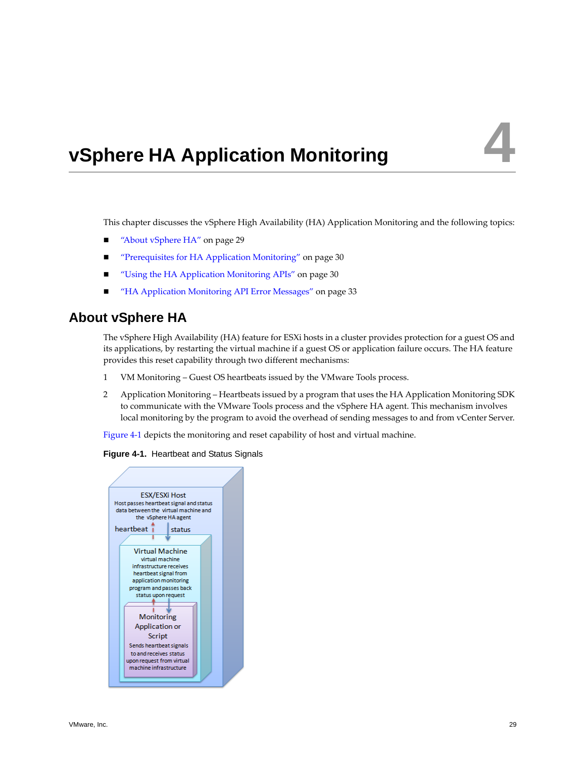# vSphere HA Application Monitoring

4

This chapter discusses the vSphere High Availability (HA) Application Monitoring and the following topics:

- "About vSphere HA" on page 29
- "Prerequisites for HA Application Monitoring" on page 30
- "Using the HA Application Monitoring APIs" on page 30
- "HA Application Monitoring API Error Messages" on page 33

## About vSphere HA

The vSphere High Availability (HA) feature for ESXi hosts in a cluster provides protection for a guest OS and its applications, by restarting the virtual machine if a guest OS or application failure occurs. The HA feature provides this reset capability through two different mechanisms:

1. VM Monitoring – Guest OS heartbeats issued by the VMware Tools process.
2. Application Monitoring – Heartbeats issued by a program that uses the HA Application Monitoring SDK to communicate with the VMware Tools process and the vSphere HA agent. This mechanism involves local monitoring by the program to avoid the overhead of sending messages to and from vCenter Server.

Figure 4-1 depicts the monitoring and reset capability of host and virtual machine.

**Figure 4-1.** Heartbeat and Status Signals

ESX/ESXi Host
Host passes heartbeat signal and status data between the virtual machine and the vSphere HA agent

heartbeat status

Virtual Machine
virtual machine infrastructure receives heartbeat signal from application monitoring program and passes back status upon request

Monitoring Application or Script
Sends heartbeat signals to and receives status upon request from virtual machine infrastructure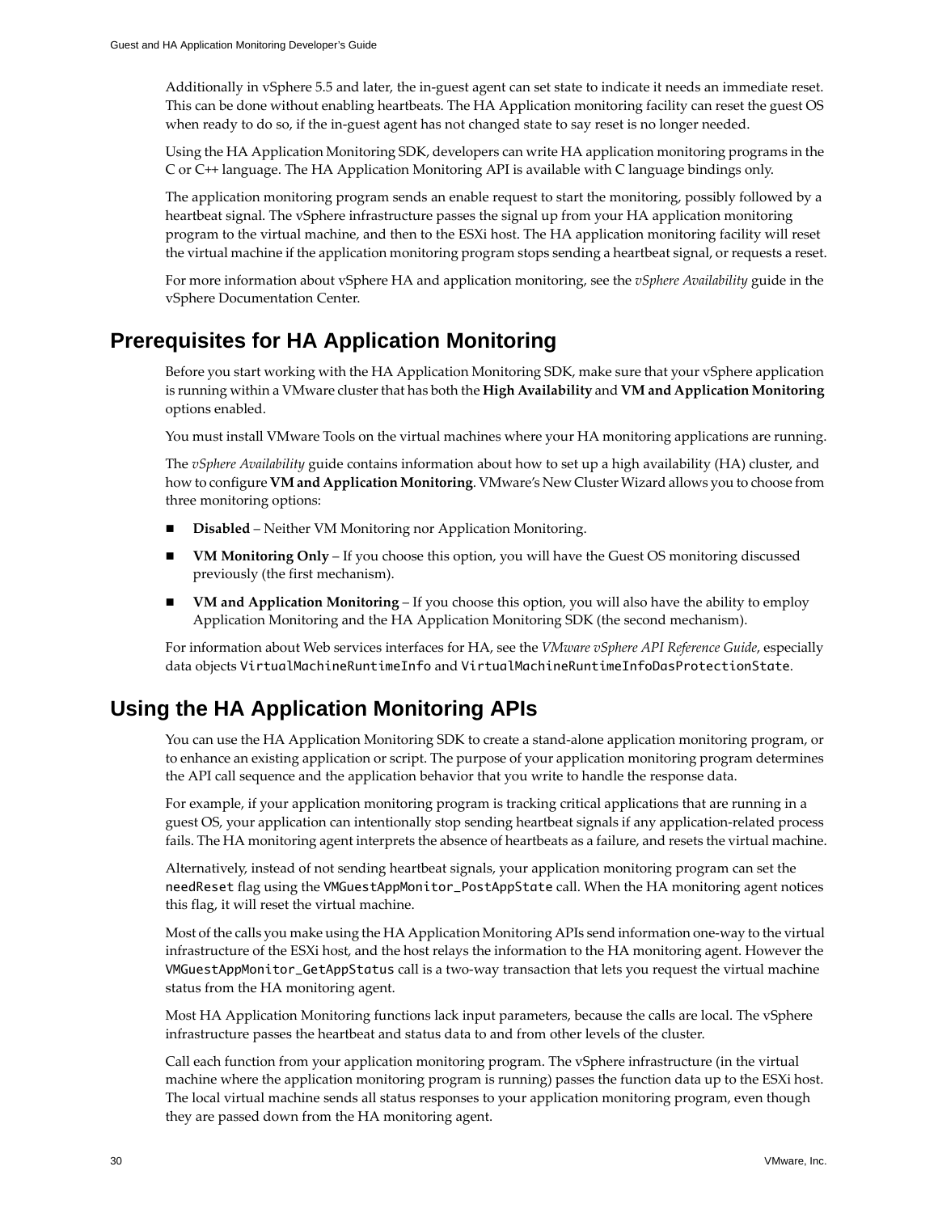Additionally in vSphere 5.5 and later, the in-guest agent can set state to indicate it needs an immediate reset. This can be done without enabling heartbeats. The HA Application monitoring facility can reset the guest OS when ready to do so, if the in-guest agent has not changed state to say reset is no longer needed.

Using the HA Application Monitoring SDK, developers can write HA application monitoring programs in the C or C++ language. The HA Application Monitoring API is available with C language bindings only.

The application monitoring program sends an enable request to start the monitoring, possibly followed by a heartbeat signal. The vSphere infrastructure passes the signal up from your HA application monitoring program to the virtual machine, and then to the ESXi host. The HA application monitoring facility will reset the virtual machine if the application monitoring program stops sending a heartbeat signal, or requests a reset.

For more information about vSphere HA and application monitoring, see the *vSphere Availability* guide in the vSphere Documentation Center.

## Prerequisites for HA Application Monitoring

Before you start working with the HA Application Monitoring SDK, make sure that your vSphere application is running within a VMware cluster that has both the **High Availability** and **VM and Application Monitoring** options enabled.

You must install VMware Tools on the virtual machines where your HA monitoring applications are running.

The *vSphere Availability* guide contains information about how to set up a high availability (HA) cluster, and how to configure **VM and Application Monitoring**. VMware's New Cluster Wizard allows you to choose from three monitoring options:

- **Disabled** – Neither VM Monitoring nor Application Monitoring.
- **VM Monitoring Only** – If you choose this option, you will have the Guest OS monitoring discussed previously (the first mechanism).
- **VM and Application Monitoring** – If you choose this option, you will also have the ability to employ Application Monitoring and the HA Application Monitoring SDK (the second mechanism).

For information about Web services interfaces for HA, see the *VMware vSphere API Reference Guide*, especially data objects `VirtualMachineRuntimeInfo` and `VirtualMachineRuntimeInfoDasProtectionState`.

## Using the HA Application Monitoring APIs

You can use the HA Application Monitoring SDK to create a stand-alone application monitoring program, or to enhance an existing application or script. The purpose of your application monitoring program determines the API call sequence and the application behavior that you write to handle the response data.

For example, if your application monitoring program is tracking critical applications that are running in a guest OS, your application can intentionally stop sending heartbeat signals if any application-related process fails. The HA monitoring agent interprets the absence of heartbeats as a failure, and resets the virtual machine.

Alternatively, instead of not sending heartbeat signals, your application monitoring program can set the `needReset` flag using the `VMGuestAppMonitor_PostAppState` call. When the HA monitoring agent notices this flag, it will reset the virtual machine.

Most of the calls you make using the HA Application Monitoring APIs send information one-way to the virtual infrastructure of the ESXi host, and the host relays the information to the HA monitoring agent. However the `VMGuestAppMonitor_GetAppStatus` call is a two-way transaction that lets you request the virtual machine status from the HA monitoring agent.

Most HA Application Monitoring functions lack input parameters, because the calls are local. The vSphere infrastructure passes the heartbeat and status data to and from other levels of the cluster.

Call each function from your application monitoring program. The vSphere infrastructure (in the virtual machine where the application monitoring program is running) passes the function data up to the ESXi host. The local virtual machine sends all status responses to your application monitoring program, even though they are passed down from the HA monitoring agent.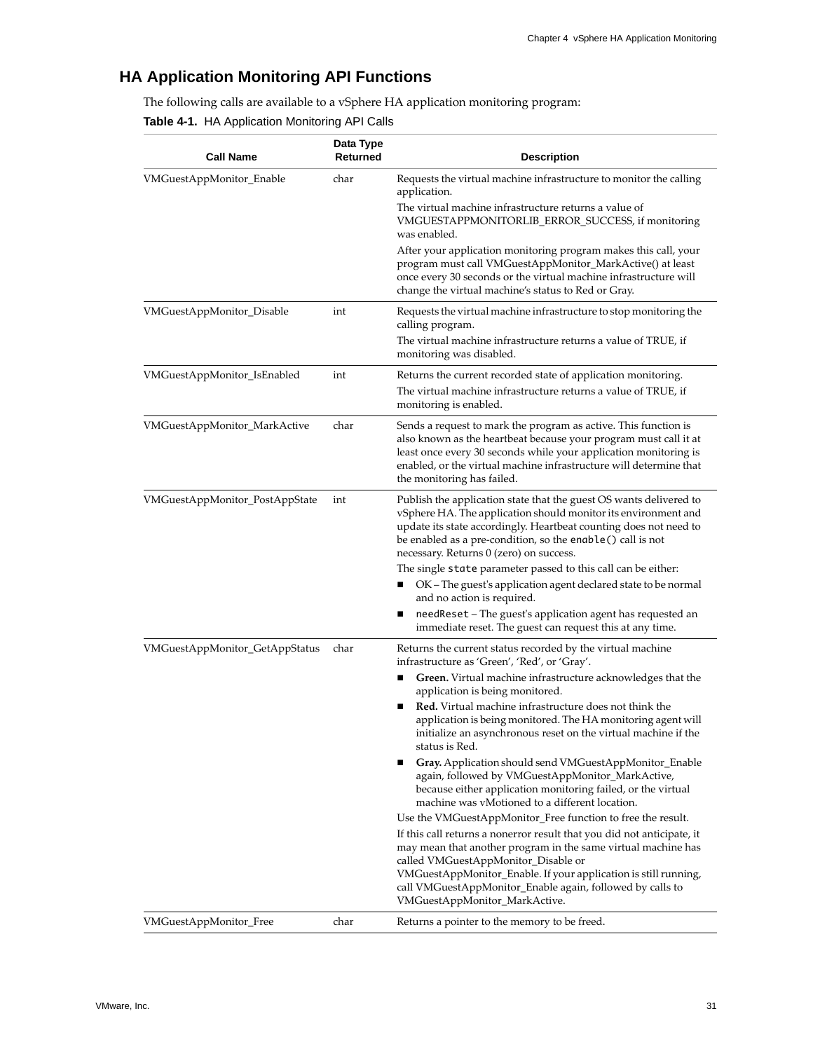## HA Application Monitoring API Functions

The following calls are available to a vSphere HA application monitoring program:

**Table 4-1.** HA Application Monitoring API Calls

| Call Name | Data Type Returned | Description |
|---|---|---|
| VMGuestAppMonitor_Enable | char | Requests the virtual machine infrastructure to monitor the calling application.<br>The virtual machine infrastructure returns a value of VMGUESTAPPMONITORLIB_ERROR_SUCCESS, if monitoring was enabled.<br>After your application monitoring program makes this call, your program must call VMGuestAppMonitor_MarkActive() at least once every 30 seconds or the virtual machine infrastructure will change the virtual machine's status to Red or Gray. |
| VMGuestAppMonitor_Disable | int | Requests the virtual machine infrastructure to stop monitoring the calling program.<br>The virtual machine infrastructure returns a value of TRUE, if monitoring was disabled. |
| VMGuestAppMonitor_IsEnabled | int | Returns the current recorded state of application monitoring.<br>The virtual machine infrastructure returns a value of TRUE, if monitoring is enabled. |
| VMGuestAppMonitor_MarkActive | char | Sends a request to mark the program as active. This function is also known as the heartbeat because your program must call it at least once every 30 seconds while your application monitoring is enabled, or the virtual machine infrastructure will determine that the monitoring has failed. |
| VMGuestAppMonitor_PostAppState | int | Publish the application state that the guest OS wants delivered to vSphere HA. The application should monitor its environment and update its state accordingly. Heartbeat counting does not need to be enabled as a pre-condition, so the `enable()` call is not necessary. Returns 0 (zero) on success.<br>The single `state` parameter passed to this call can be either:<br>■ OK – The guest's application agent declared state to be normal and no action is required.<br>■ `needReset` – The guest's application agent has requested an immediate reset. The guest can request this at any time. |
| VMGuestAppMonitor_GetAppStatus | char | Returns the current status recorded by the virtual machine infrastructure as 'Green', 'Red', or 'Gray'.<br>■ **Green.** Virtual machine infrastructure acknowledges that the application is being monitored.<br>■ **Red.** Virtual machine infrastructure does not think the application is being monitored. The HA monitoring agent will initialize an asynchronous reset on the virtual machine if the status is Red.<br>■ **Gray.** Application should send VMGuestAppMonitor_Enable again, followed by VMGuestAppMonitor_MarkActive, because either application monitoring failed, or the virtual machine was vMotioned to a different location.<br>Use the VMGuestAppMonitor_Free function to free the result.<br>If this call returns a nonerror result that you did not anticipate, it may mean that another program in the same virtual machine has called VMGuestAppMonitor_Disable or VMGuestAppMonitor_Enable. If your application is still running, call VMGuestAppMonitor_Enable again, followed by calls to VMGuestAppMonitor_MarkActive. |
| VMGuestAppMonitor_Free | char | Returns a pointer to the memory to be freed. |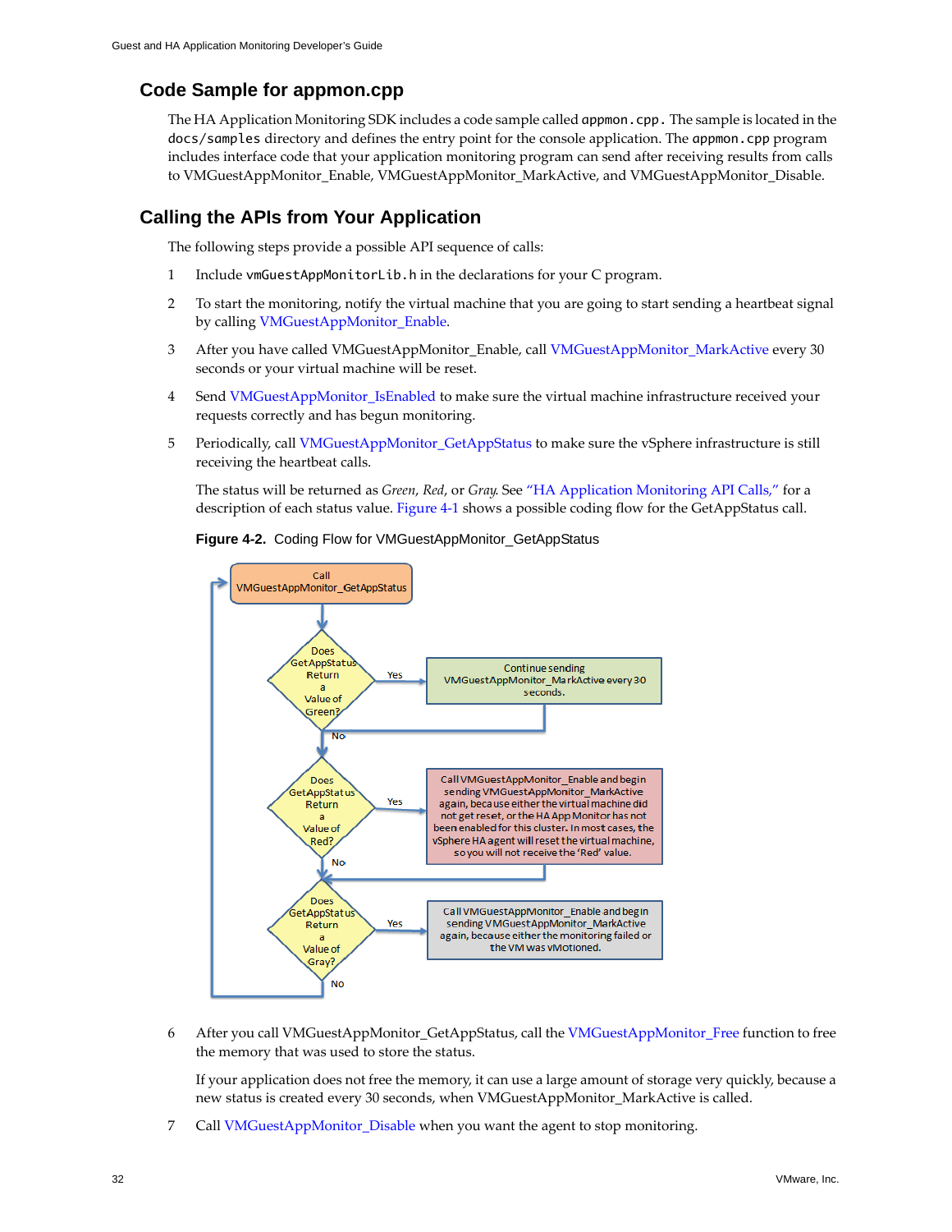## Code Sample for appmon.cpp

The HA Application Monitoring SDK includes a code sample called `appmon.cpp`. The sample is located in the `docs/samples` directory and defines the entry point for the console application. The `appmon.cpp` program includes interface code that your application monitoring program can send after receiving results from calls to VMGuestAppMonitor_Enable, VMGuestAppMonitor_MarkActive, and VMGuestAppMonitor_Disable.

## Calling the APIs from Your Application

The following steps provide a possible API sequence of calls:

1. Include `vmGuestAppMonitorLib.h` in the declarations for your C program.
2. To start the monitoring, notify the virtual machine that you are going to start sending a heartbeat signal by calling VMGuestAppMonitor_Enable.
3. After you have called VMGuestAppMonitor_Enable, call VMGuestAppMonitor_MarkActive every 30 seconds or your virtual machine will be reset.
4. Send VMGuestAppMonitor_IsEnabled to make sure the virtual machine infrastructure received your requests correctly and has begun monitoring.
5. Periodically, call VMGuestAppMonitor_GetAppStatus to make sure the vSphere infrastructure is still receiving the heartbeat calls.

   The status will be returned as *Green*, *Red*, or *Gray*. See "HA Application Monitoring API Calls," for a description of each status value. Figure 4-1 shows a possible coding flow for the GetAppStatus call.

   **Figure 4-2.** Coding Flow for VMGuestAppMonitor_GetAppStatus

6. After you call VMGuestAppMonitor_GetAppStatus, call the VMGuestAppMonitor_Free function to free the memory that was used to store the status.

   If your application does not free the memory, it can use a large amount of storage very quickly, because a new status is created every 30 seconds, when VMGuestAppMonitor_MarkActive is called.

7. Call VMGuestAppMonitor_Disable when you want the agent to stop monitoring.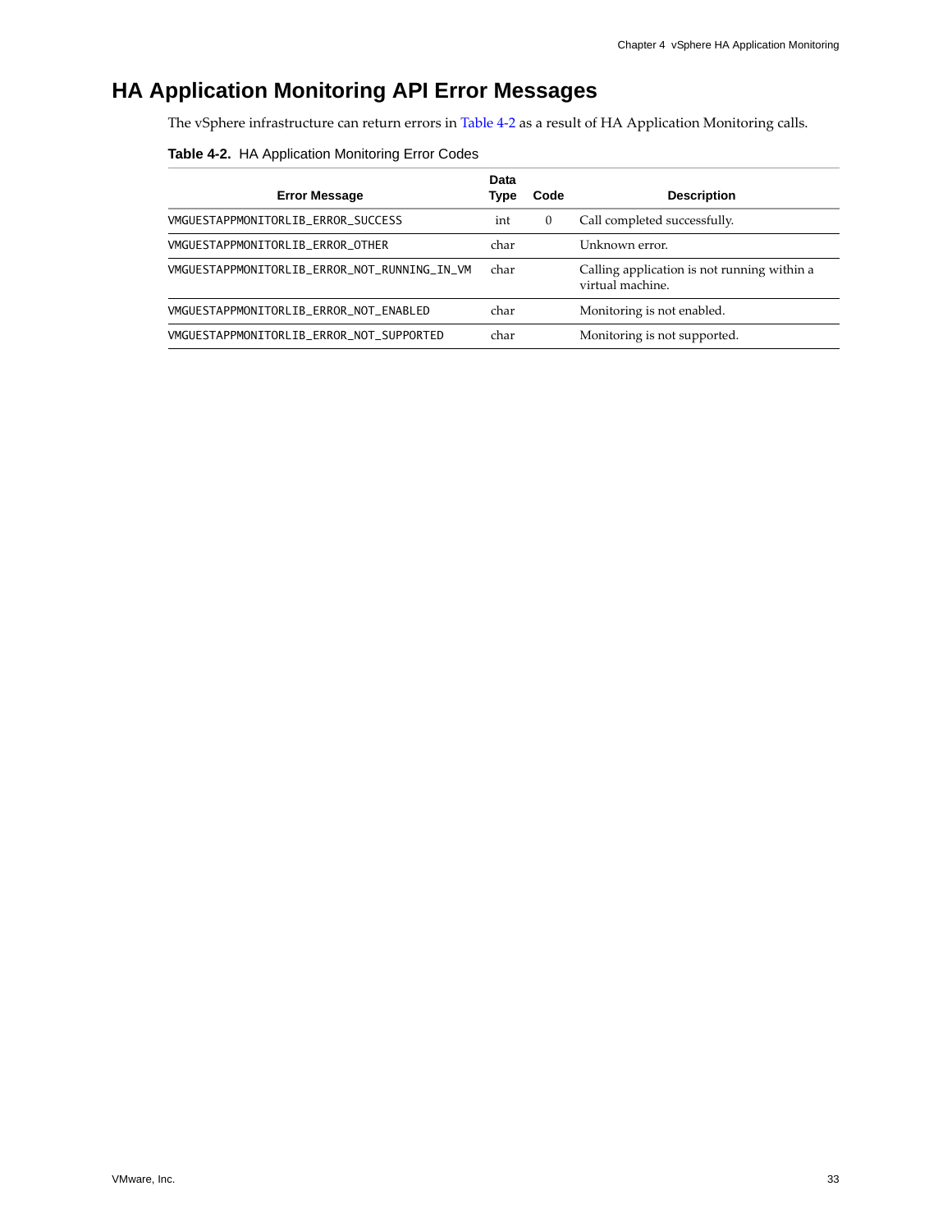# HA Application Monitoring API Error Messages

The vSphere infrastructure can return errors in Table 4-2 as a result of HA Application Monitoring calls.

**Table 4-2.** HA Application Monitoring Error Codes

| Error Message | Data Type | Code | Description |
|---|---|---|---|
| VMGUESTAPPMONITORLIB_ERROR_SUCCESS | int | 0 | Call completed successfully. |
| VMGUESTAPPMONITORLIB_ERROR_OTHER | char | | Unknown error. |
| VMGUESTAPPMONITORLIB_ERROR_NOT_RUNNING_IN_VM | char | | Calling application is not running within a virtual machine. |
| VMGUESTAPPMONITORLIB_ERROR_NOT_ENABLED | char | | Monitoring is not enabled. |
| VMGUESTAPPMONITORLIB_ERROR_NOT_SUPPORTED | char | | Monitoring is not supported. |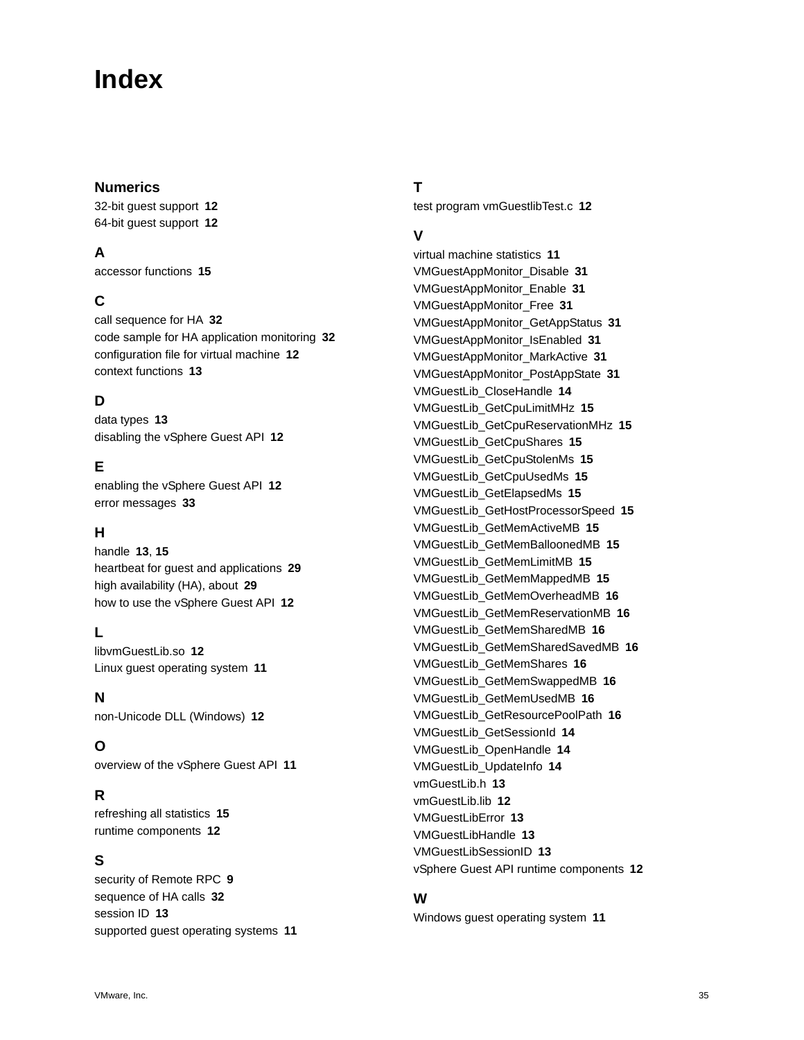# Index

## Numerics

32-bit guest support **12**
64-bit guest support **12**

## A

accessor functions **15**

## C

call sequence for HA **32**
code sample for HA application monitoring **32**
configuration file for virtual machine **12**
context functions **13**

## D

data types **13**
disabling the vSphere Guest API **12**

## E

enabling the vSphere Guest API **12**
error messages **33**

## H

handle **13**, **15**
heartbeat for guest and applications **29**
high availability (HA), about **29**
how to use the vSphere Guest API **12**

## L

libvmGuestLib.so **12**
Linux guest operating system **11**

## N

non-Unicode DLL (Windows) **12**

## O

overview of the vSphere Guest API **11**

## R

refreshing all statistics **15**
runtime components **12**

## S

security of Remote RPC **9**
sequence of HA calls **32**
session ID **13**
supported guest operating systems **11**

## T

test program vmGuestlibTest.c **12**

## V

virtual machine statistics **11**
VMGuestAppMonitor_Disable **31**
VMGuestAppMonitor_Enable **31**
VMGuestAppMonitor_Free **31**
VMGuestAppMonitor_GetAppStatus **31**
VMGuestAppMonitor_IsEnabled **31**
VMGuestAppMonitor_MarkActive **31**
VMGuestAppMonitor_PostAppState **31**
VMGuestLib_CloseHandle **14**
VMGuestLib_GetCpuLimitMHz **15**
VMGuestLib_GetCpuReservationMHz **15**
VMGuestLib_GetCpuShares **15**
VMGuestLib_GetCpuStolenMs **15**
VMGuestLib_GetCpuUsedMs **15**
VMGuestLib_GetElapsedMs **15**
VMGuestLib_GetHostProcessorSpeed **15**
VMGuestLib_GetMemActiveMB **15**
VMGuestLib_GetMemBalloonedMB **15**
VMGuestLib_GetMemLimitMB **15**
VMGuestLib_GetMemMappedMB **15**
VMGuestLib_GetMemOverheadMB **16**
VMGuestLib_GetMemReservationMB **16**
VMGuestLib_GetMemSharedMB **16**
VMGuestLib_GetMemSharedSavedMB **16**
VMGuestLib_GetMemShares **16**
VMGuestLib_GetMemSwappedMB **16**
VMGuestLib_GetMemUsedMB **16**
VMGuestLib_GetResourcePoolPath **16**
VMGuestLib_GetSessionId **14**
VMGuestLib_OpenHandle **14**
VMGuestLib_UpdateInfo **14**
vmGuestLib.h **13**
vmGuestLib.lib **12**
VMGuestLibError **13**
VMGuestLibHandle **13**
VMGuestLibSessionID **13**
vSphere Guest API runtime components **12**

## W

Windows guest operating system **11**